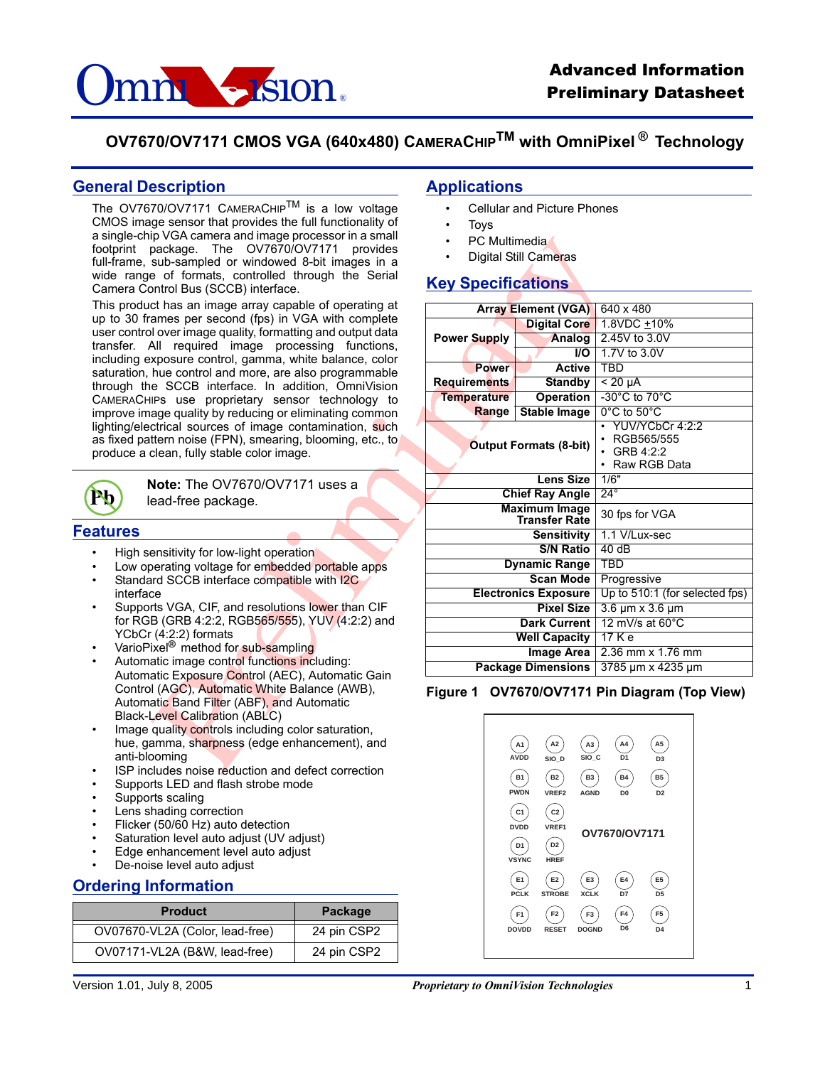**Advanced Information**
**Preliminary Datasheet**

# OV7670/OV7171 CMOS VGA (640x480) CameraChip™ with OmniPixel® Technology

## General Description

The OV7670/OV7171 CameraChip™ is a low voltage CMOS image sensor that provides the full functionality of a single-chip VGA camera and image processor in a small footprint package. The OV7670/OV7171 provides full-frame, sub-sampled or windowed 8-bit images in a wide range of formats, controlled through the Serial Camera Control Bus (SCCB) interface.

This product has an image array capable of operating at up to 30 frames per second (fps) in VGA with complete user control over image quality, formatting and output data transfer. All required image processing functions, including exposure control, gamma, white balance, color saturation, hue control and more, are also programmable through the SCCB interface. In addition, OmniVision CameraChips use proprietary sensor technology to improve image quality by reducing or eliminating common lighting/electrical sources of image contamination, such as fixed pattern noise (FPN), smearing, blooming, etc., to produce a clean, fully stable color image.

**Note:** The OV7670/OV7171 uses a lead-free package.

## Features

- High sensitivity for low-light operation
- Low operating voltage for embedded portable apps
- Standard SCCB interface compatible with I2C interface
- Supports VGA, CIF, and resolutions lower than CIF for RGB (GRB 4:2:2, RGB565/555), YUV (4:2:2) and YCbCr (4:2:2) formats
- VarioPixel® method for sub-sampling
- Automatic image control functions including: Automatic Exposure Control (AEC), Automatic Gain Control (AGC), Automatic White Balance (AWB), Automatic Band Filter (ABF), and Automatic Black-Level Calibration (ABLC)
- Image quality controls including color saturation, hue, gamma, sharpness (edge enhancement), and anti-blooming
- ISP includes noise reduction and defect correction
- Supports LED and flash strobe mode
- Supports scaling
- Lens shading correction
- Flicker (50/60 Hz) auto detection
- Saturation level auto adjust (UV adjust)
- Edge enhancement level auto adjust
- De-noise level auto adjust

## Ordering Information

| Product | Package |
|---|---|
| OV07670-VL2A (Color, lead-free) | 24 pin CSP2 |
| OV07171-VL2A (B&W, lead-free) | 24 pin CSP2 |

## Applications

- Cellular and Picture Phones
- Toys
- PC Multimedia
- Digital Still Cameras

## Key Specifications

| | | |
|---|---|---|
| Array Element (VGA) | | 640 x 480 |
| Power Supply | Digital Core | 1.8VDC ±10% |
| | Analog | 2.45V to 3.0V |
| | I/O | 1.7V to 3.0V |
| Power Requirements | Active | TBD |
| | Standby | < 20 µA |
| Temperature Range | Operation | -30°C to 70°C |
| | Stable Image | 0°C to 50°C |
| Output Formats (8-bit) | | • YUV/YCbCr 4:2:2<br>• RGB565/555<br>• GRB 4:2:2<br>• Raw RGB Data |
| Lens Size | | 1/6" |
| Chief Ray Angle | | 24° |
| Maximum Image Transfer Rate | | 30 fps for VGA |
| Sensitivity | | 1.1 V/Lux-sec |
| S/N Ratio | | 40 dB |
| Dynamic Range | | TBD |
| Scan Mode | | Progressive |
| Electronics Exposure | | Up to 510:1 (for selected fps) |
| Pixel Size | | 3.6 µm x 3.6 µm |
| Dark Current | | 12 mV/s at 60°C |
| Well Capacity | | 17 K e |
| Image Area | | 2.36 mm x 1.76 mm |
| Package Dimensions | | 3785 µm x 4235 µm |

**Figure 1 OV7670/OV7171 Pin Diagram (Top View)**

| | 1 | 2 | 3 | 4 | 5 |
|---|---|---|---|---|---|
| A | A1 AVDD | A2 SIO_D | A3 SIO_C | A4 D1 | A5 D3 |
| B | B1 PWDN | B2 VREF2 | B3 AGND | B4 D0 | B5 D2 |
| C | C1 DVDD | C2 VREF1 | | | |
| D | D1 VSYNC | D2 HREF | | | |
| E | E1 PCLK | E2 STROBE | E3 XCLK | E4 D7 | E5 D5 |
| F | F1 DOVDD | F2 RESET | F3 DOGND | F4 D6 | F5 D4 |

OV7670/OV7171

Version 1.01, July 8, 2005 — *Proprietary to OmniVision Technologies*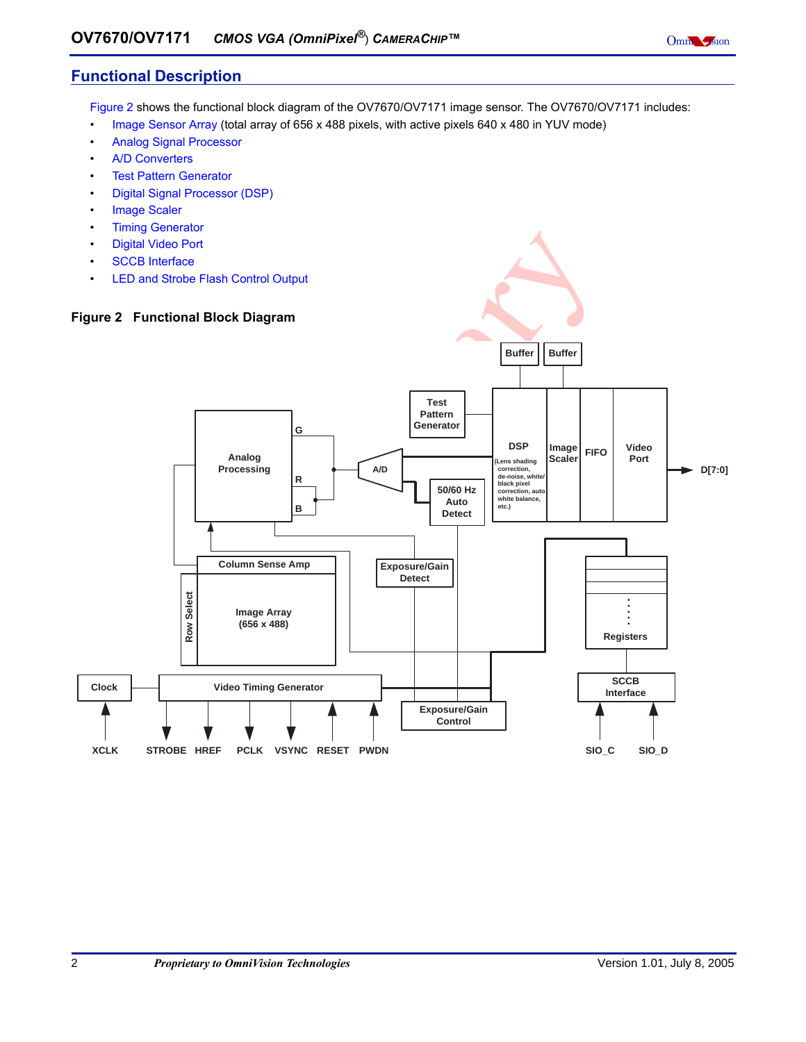## Functional Description

Figure 2 shows the functional block diagram of the OV7670/OV7171 image sensor. The OV7670/OV7171 includes:

- Image Sensor Array (total array of 656 x 488 pixels, with active pixels 640 x 480 in YUV mode)
- Analog Signal Processor
- A/D Converters
- Test Pattern Generator
- Digital Signal Processor (DSP)
- Image Scaler
- Timing Generator
- Digital Video Port
- SCCB Interface
- LED and Strobe Flash Control Output

**Figure 2 Functional Block Diagram**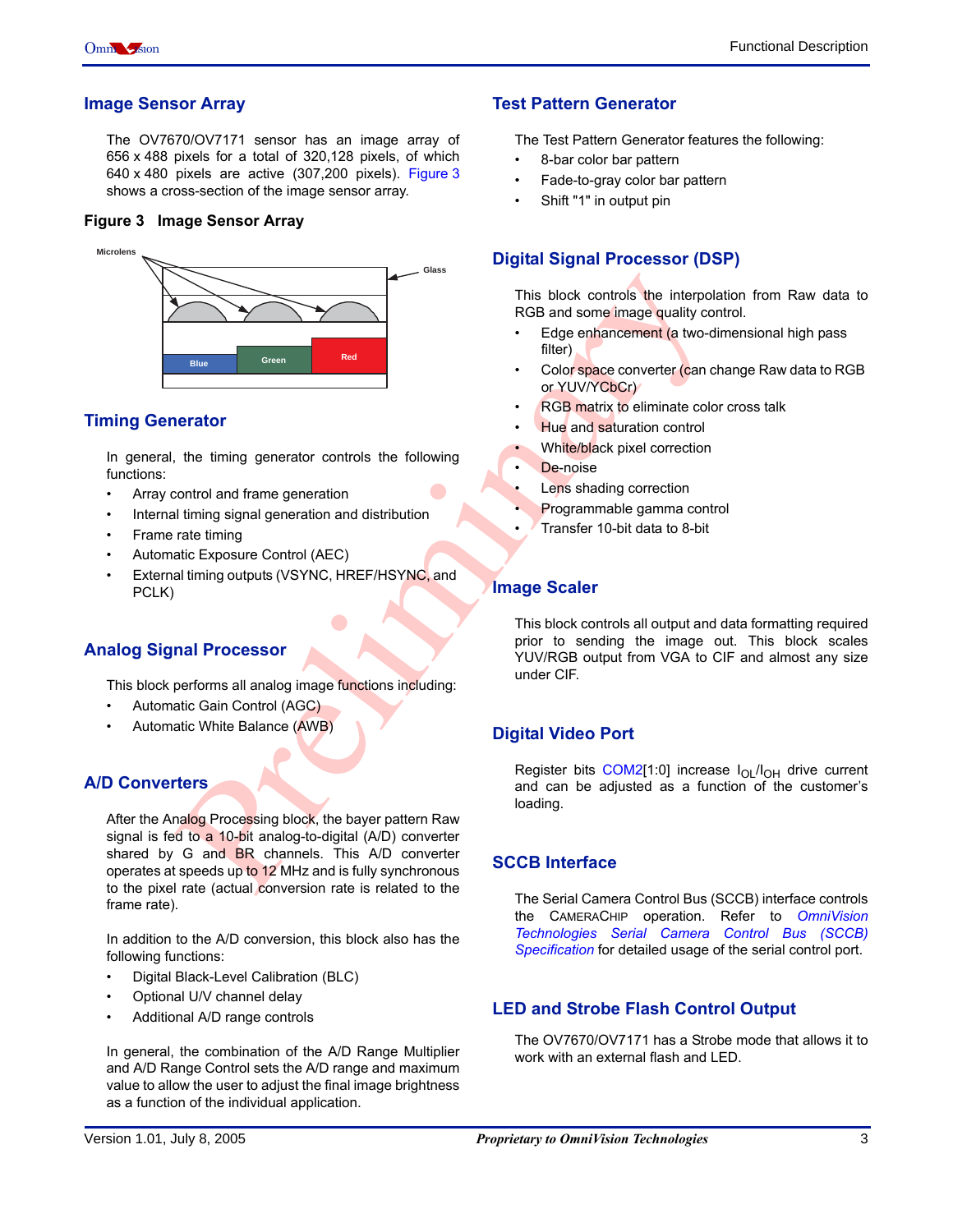## Image Sensor Array

The OV7670/OV7171 sensor has an image array of 656 x 488 pixels for a total of 320,128 pixels, of which 640 x 480 pixels are active (307,200 pixels). Figure 3 shows a cross-section of the image sensor array.

**Figure 3 Image Sensor Array**

## Timing Generator

In general, the timing generator controls the following functions:

- Array control and frame generation
- Internal timing signal generation and distribution
- Frame rate timing
- Automatic Exposure Control (AEC)
- External timing outputs (VSYNC, HREF/HSYNC, and PCLK)

## Analog Signal Processor

This block performs all analog image functions including:

- Automatic Gain Control (AGC)
- Automatic White Balance (AWB)

## A/D Converters

After the Analog Processing block, the bayer pattern Raw signal is fed to a 10-bit analog-to-digital (A/D) converter shared by G and BR channels. This A/D converter operates at speeds up to 12 MHz and is fully synchronous to the pixel rate (actual conversion rate is related to the frame rate).

In addition to the A/D conversion, this block also has the following functions:

- Digital Black-Level Calibration (BLC)
- Optional U/V channel delay
- Additional A/D range controls

In general, the combination of the A/D Range Multiplier and A/D Range Control sets the A/D range and maximum value to allow the user to adjust the final image brightness as a function of the individual application.

## Test Pattern Generator

The Test Pattern Generator features the following:

- 8-bar color bar pattern
- Fade-to-gray color bar pattern
- Shift "1" in output pin

## Digital Signal Processor (DSP)

This block controls the interpolation from Raw data to RGB and some image quality control.

- Edge enhancement (a two-dimensional high pass filter)
- Color space converter (can change Raw data to RGB or YUV/YCbCr)
- RGB matrix to eliminate color cross talk
- Hue and saturation control
- White/black pixel correction
- De-noise
- Lens shading correction
- Programmable gamma control
- Transfer 10-bit data to 8-bit

## Image Scaler

This block controls all output and data formatting required prior to sending the image out. This block scales YUV/RGB output from VGA to CIF and almost any size under CIF.

## Digital Video Port

Register bits COM2[1:0] increase $I_{OL}/I_{OH}$ drive current and can be adjusted as a function of the customer's loading.

## SCCB Interface

The Serial Camera Control Bus (SCCB) interface controls the CAMERACHIP operation. Refer to *OmniVision Technologies Serial Camera Control Bus (SCCB) Specification* for detailed usage of the serial control port.

## LED and Strobe Flash Control Output

The OV7670/OV7171 has a Strobe mode that allows it to work with an external flash and LED.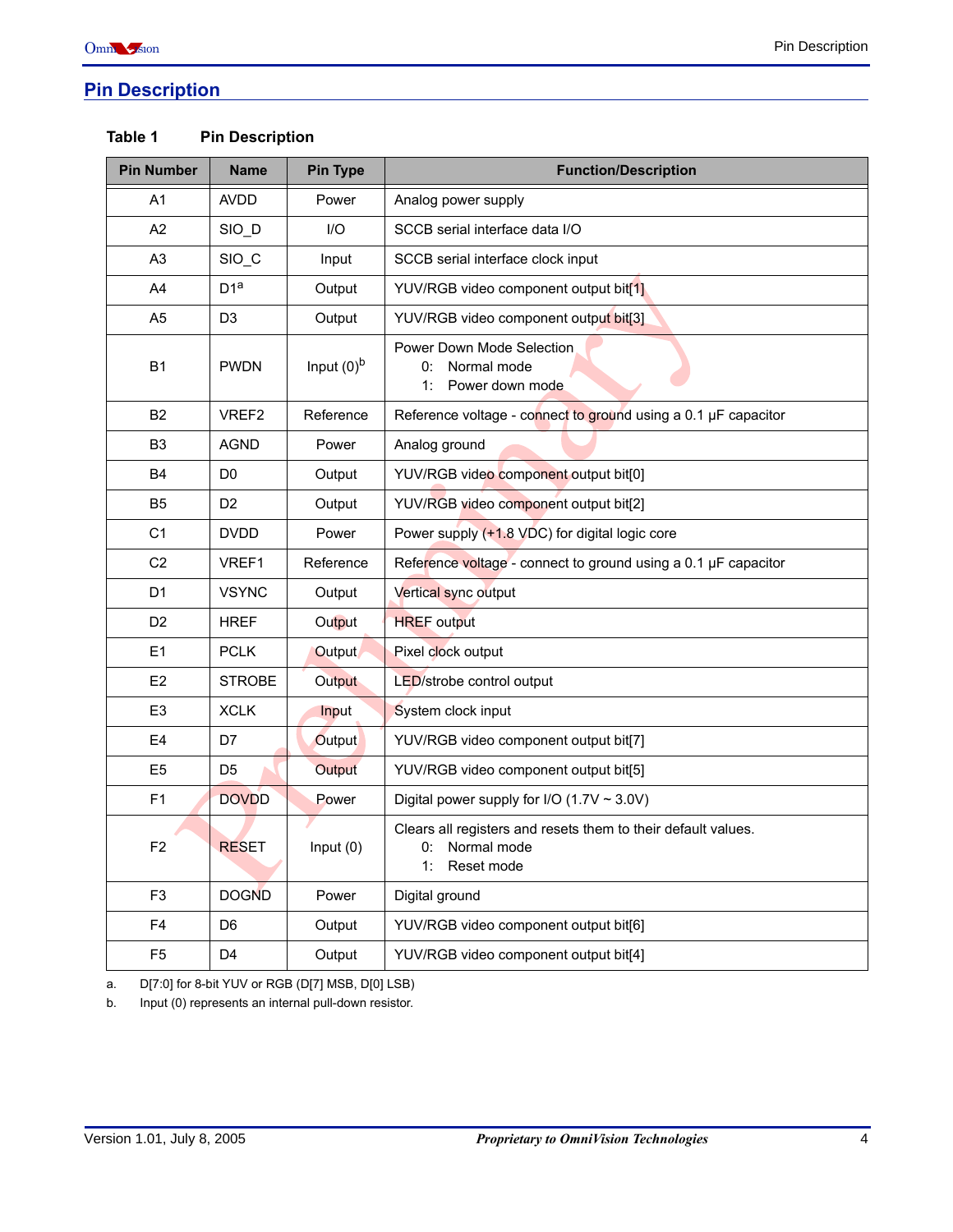## Pin Description

**Table 1 Pin Description**

| Pin Number | Name | Pin Type | Function/Description |
|---|---|---|---|
| A1 | AVDD | Power | Analog power supply |
| A2 | SIO_D | I/O | SCCB serial interface data I/O |
| A3 | SIO_C | Input | SCCB serial interface clock input |
| A4 | D1[a] | Output | YUV/RGB video component output bit[1] |
| A5 | D3 | Output | YUV/RGB video component output bit[3] |
| B1 | PWDN | Input (0)[b] | Power Down Mode Selection<br>0: Normal mode<br>1: Power down mode |
| B2 | VREF2 | Reference | Reference voltage - connect to ground using a 0.1 µF capacitor |
| B3 | AGND | Power | Analog ground |
| B4 | D0 | Output | YUV/RGB video component output bit[0] |
| B5 | D2 | Output | YUV/RGB video component output bit[2] |
| C1 | DVDD | Power | Power supply (+1.8 VDC) for digital logic core |
| C2 | VREF1 | Reference | Reference voltage - connect to ground using a 0.1 µF capacitor |
| D1 | VSYNC | Output | Vertical sync output |
| D2 | HREF | Output | HREF output |
| E1 | PCLK | Output | Pixel clock output |
| E2 | STROBE | Output | LED/strobe control output |
| E3 | XCLK | Input | System clock input |
| E4 | D7 | Output | YUV/RGB video component output bit[7] |
| E5 | D5 | Output | YUV/RGB video component output bit[5] |
| F1 | DOVDD | Power | Digital power supply for I/O (1.7V ~ 3.0V) |
| F2 | RESET | Input (0) | Clears all registers and resets them to their default values.<br>0: Normal mode<br>1: Reset mode |
| F3 | DOGND | Power | Digital ground |
| F4 | D6 | Output | YUV/RGB video component output bit[6] |
| F5 | D4 | Output | YUV/RGB video component output bit[4] |

a. D[7:0] for 8-bit YUV or RGB (D[7] MSB, D[0] LSB)

b. Input (0) represents an internal pull-down resistor.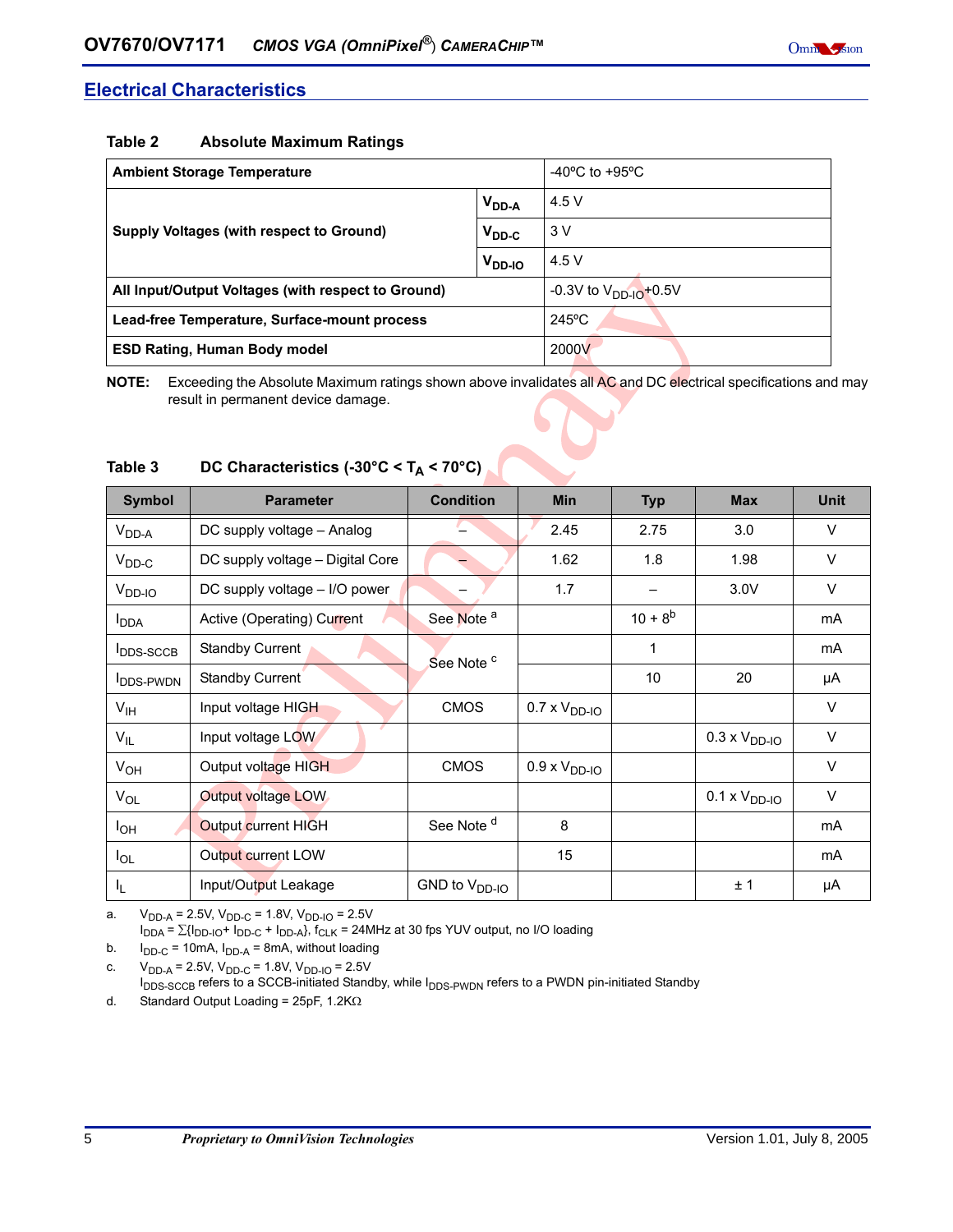## Electrical Characteristics

**Table 2 Absolute Maximum Ratings**

| | | |
|---|---|---|
| **Ambient Storage Temperature** | | -40ºC to +95ºC |
| **Supply Voltages (with respect to Ground)** | $V_{DD-A}$ | 4.5 V |
| | $V_{DD-C}$ | 3 V |
| | $V_{DD-IO}$ | 4.5 V |
| **All Input/Output Voltages (with respect to Ground)** | | -0.3V to $V_{DD-IO}$+0.5V |
| **Lead-free Temperature, Surface-mount process** | | 245ºC |
| **ESD Rating, Human Body model** | | 2000V |

**NOTE:** Exceeding the Absolute Maximum ratings shown above invalidates all AC and DC electrical specifications and may result in permanent device damage.

**Table 3 DC Characteristics (-30°C < $T_A$ < 70°C)**

| Symbol | Parameter | Condition | Min | Typ | Max | Unit |
|---|---|---|---|---|---|---|
| $V_{DD-A}$ | DC supply voltage – Analog | – | 2.45 | 2.75 | 3.0 | V |
| $V_{DD-C}$ | DC supply voltage – Digital Core | – | 1.62 | 1.8 | 1.98 | V |
| $V_{DD-IO}$ | DC supply voltage – I/O power | – | 1.7 | – | 3.0V | V |
| $I_{DDA}$ | Active (Operating) Current | See Note [a] | | 10 + 8[b] | | mA |
| $I_{DDS-SCCB}$ | Standby Current | See Note [c] | | 1 | | mA |
| $I_{DDS-PWDN}$ | Standby Current | | | 10 | 20 | µA |
| $V_{IH}$ | Input voltage HIGH | CMOS | 0.7 x $V_{DD-IO}$ | | | V |
| $V_{IL}$ | Input voltage LOW | | | | 0.3 x $V_{DD-IO}$ | V |
| $V_{OH}$ | Output voltage HIGH | CMOS | 0.9 x $V_{DD-IO}$ | | | V |
| $V_{OL}$ | Output voltage LOW | | | | 0.1 x $V_{DD-IO}$ | V |
| $I_{OH}$ | Output current HIGH | See Note [d] | 8 | | | mA |
| $I_{OL}$ | Output current LOW | | 15 | | | mA |
| $I_L$ | Input/Output Leakage | GND to $V_{DD-IO}$ | | | ± 1 | µA |

a. $V_{DD-A}$ = 2.5V, $V_{DD-C}$ = 1.8V, $V_{DD-IO}$ = 2.5V
$I_{DDA} = \sum\{I_{DD-IO} + I_{DD-C} + I_{DD-A}\}$, $f_{CLK}$ = 24MHz at 30 fps YUV output, no I/O loading

b. $I_{DD-C}$ = 10mA, $I_{DD-A}$ = 8mA, without loading

c. $V_{DD-A}$ = 2.5V, $V_{DD-C}$ = 1.8V, $V_{DD-IO}$ = 2.5V
$I_{DDS-SCCB}$ refers to a SCCB-initiated Standby, while $I_{DDS-PWDN}$ refers to a PWDN pin-initiated Standby

d. Standard Output Loading = 25pF, 1.2KΩ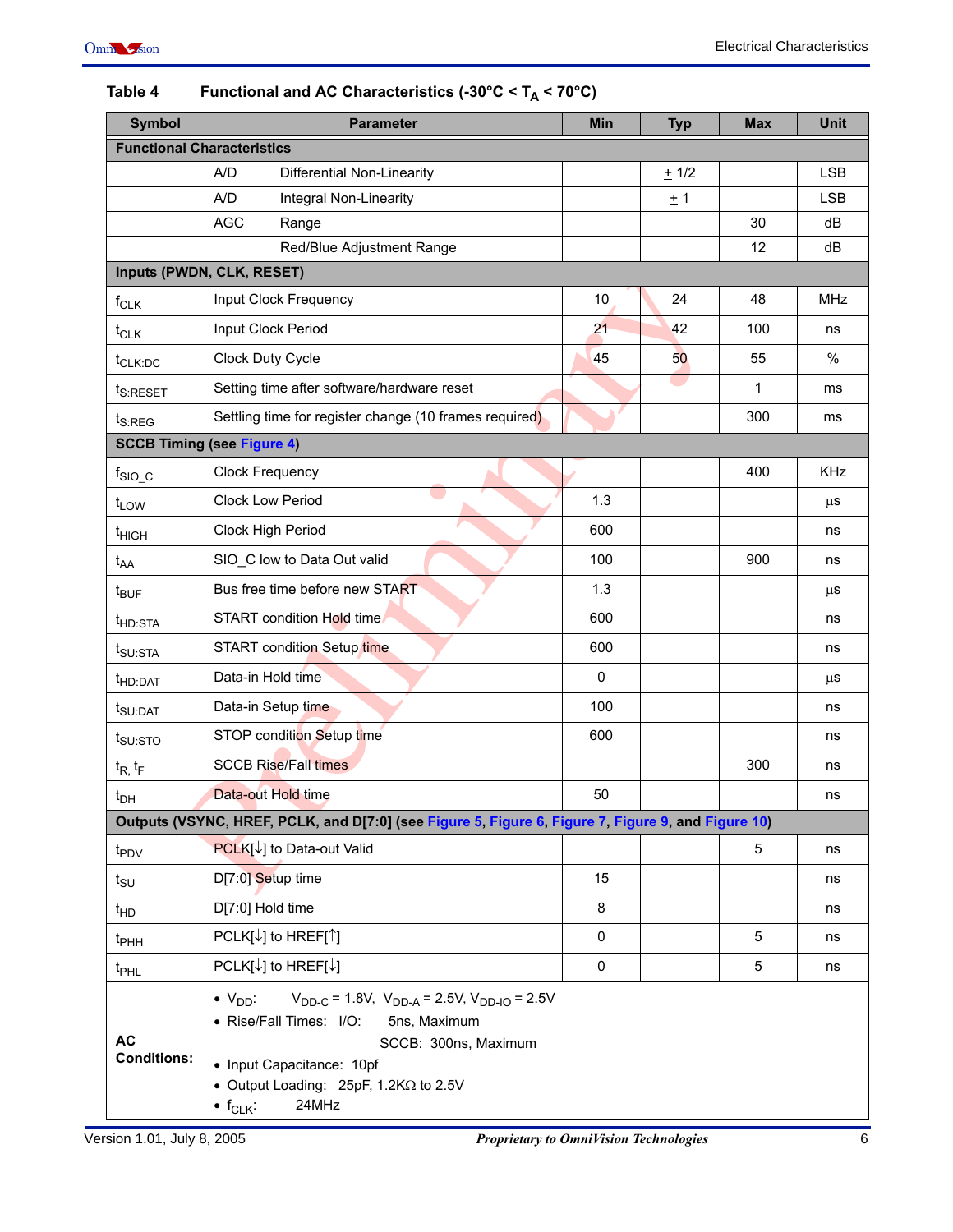**Table 4 Functional and AC Characteristics (-30°C < $T_A$ < 70°C)**

| Symbol | Parameter | Min | Typ | Max | Unit |
|---|---|---|---|---|---|
| **Functional Characteristics** | | | | | |
| | A/D Differential Non-Linearity | | ± 1/2 | | LSB |
| | A/D Integral Non-Linearity | | ± 1 | | LSB |
| | AGC Range | | | 30 | dB |
| | Red/Blue Adjustment Range | | | 12 | dB |
| **Inputs (PWDN, CLK, RESET)** | | | | | |
| $f_{CLK}$ | Input Clock Frequency | 10 | 24 | 48 | MHz |
| $t_{CLK}$ | Input Clock Period | 21 | 42 | 100 | ns |
| $t_{CLK:DC}$ | Clock Duty Cycle | 45 | 50 | 55 | % |
| $t_{S:RESET}$ | Setting time after software/hardware reset | | | 1 | ms |
| $t_{S:REG}$ | Settling time for register change (10 frames required) | | | 300 | ms |
| **SCCB Timing (see Figure 4)** | | | | | |
| $f_{SIO\_C}$ | Clock Frequency | | | 400 | KHz |
| $t_{LOW}$ | Clock Low Period | 1.3 | | | µs |
| $t_{HIGH}$ | Clock High Period | 600 | | | ns |
| $t_{AA}$ | SIO_C low to Data Out valid | 100 | | 900 | ns |
| $t_{BUF}$ | Bus free time before new START | 1.3 | | | µs |
| $t_{HD:STA}$ | START condition Hold time | 600 | | | ns |
| $t_{SU:STA}$ | START condition Setup time | 600 | | | ns |
| $t_{HD:DAT}$ | Data-in Hold time | 0 | | | µs |
| $t_{SU:DAT}$ | Data-in Setup time | 100 | | | ns |
| $t_{SU:STO}$ | STOP condition Setup time | 600 | | | ns |
| $t_R$, $t_F$ | SCCB Rise/Fall times | | | 300 | ns |
| $t_{DH}$ | Data-out Hold time | 50 | | | ns |
| **Outputs (VSYNC, HREF, PCLK, and D[7:0] (see Figure 5, Figure 6, Figure 7, Figure 9, and Figure 10)** | | | | | |
| $t_{PDV}$ | PCLK[↓] to Data-out Valid | | | 5 | ns |
| $t_{SU}$ | D[7:0] Setup time | 15 | | | ns |
| $t_{HD}$ | D[7:0] Hold time | 8 | | | ns |
| $t_{PHH}$ | PCLK[↓] to HREF[↑] | 0 | | 5 | ns |
| $t_{PHL}$ | PCLK[↓] to HREF[↓] | 0 | | 5 | ns |
| **AC Conditions:** | • $V_{DD}$: $V_{DD-C}$ = 1.8V, $V_{DD-A}$ = 2.5V, $V_{DD-IO}$ = 2.5V<br>• Rise/Fall Times: I/O: 5ns, Maximum; SCCB: 300ns, Maximum<br>• Input Capacitance: 10pf<br>• Output Loading: 25pF, 1.2KΩ to 2.5V<br>• $f_{CLK}$: 24MHz | | | | |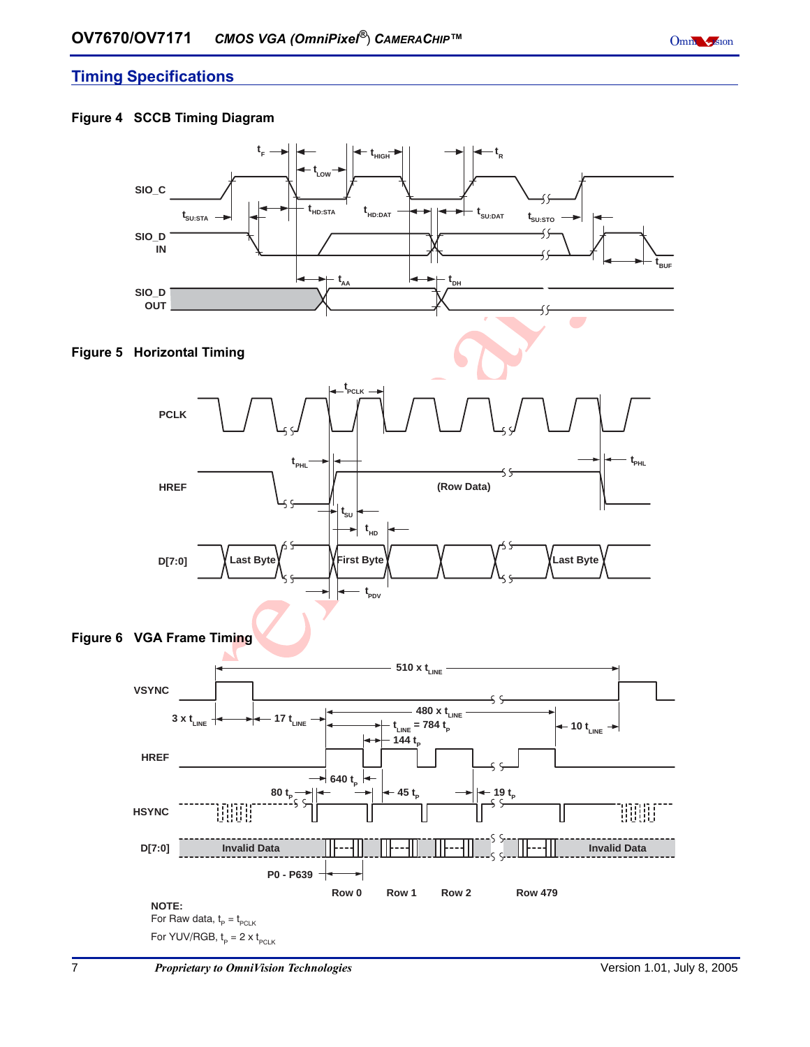## Timing Specifications

**Figure 4 SCCB Timing Diagram**

**Figure 5 Horizontal Timing**

**Figure 6 VGA Frame Timing**

NOTE:

For Raw data, $t_p = t_{PCLK}$

For YUV/RGB, $t_p = 2 \times t_{PCLK}$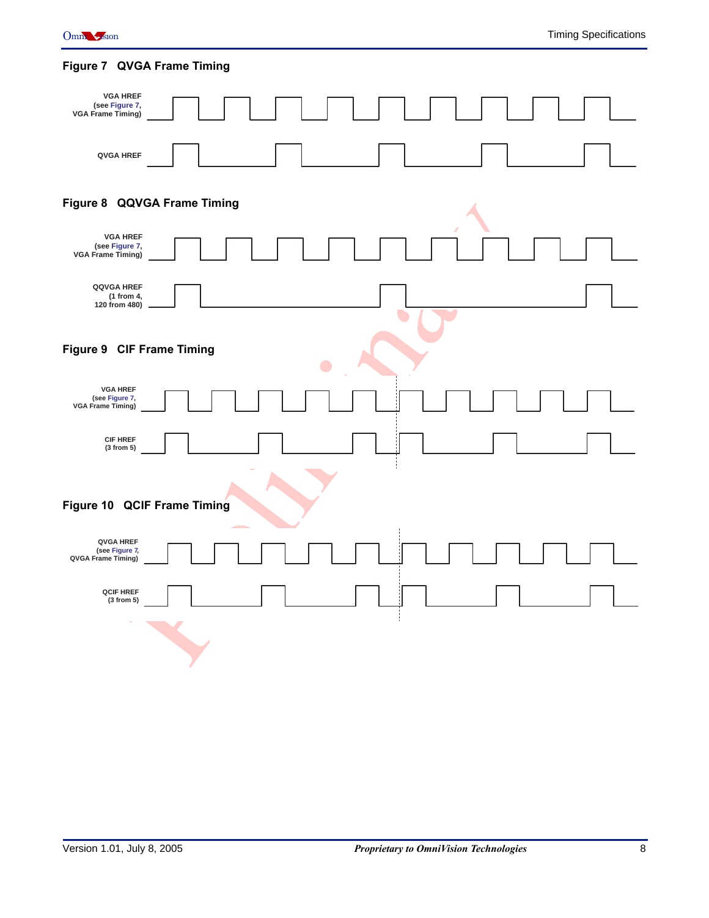**Figure 7 QVGA Frame Timing**

VGA HREF (see Figure 7, VGA Frame Timing)

QVGA HREF

**Figure 8 QQVGA Frame Timing**

VGA HREF (see Figure 7, VGA Frame Timing)

QQVGA HREF (1 from 4, 120 from 480)

**Figure 9 CIF Frame Timing**

VGA HREF (see Figure 7, VGA Frame Timing)

CIF HREF (3 from 5)

**Figure 10 QCIF Frame Timing**

QVGA HREF (see Figure 7, QVGA Frame Timing)

QCIF HREF (3 from 5)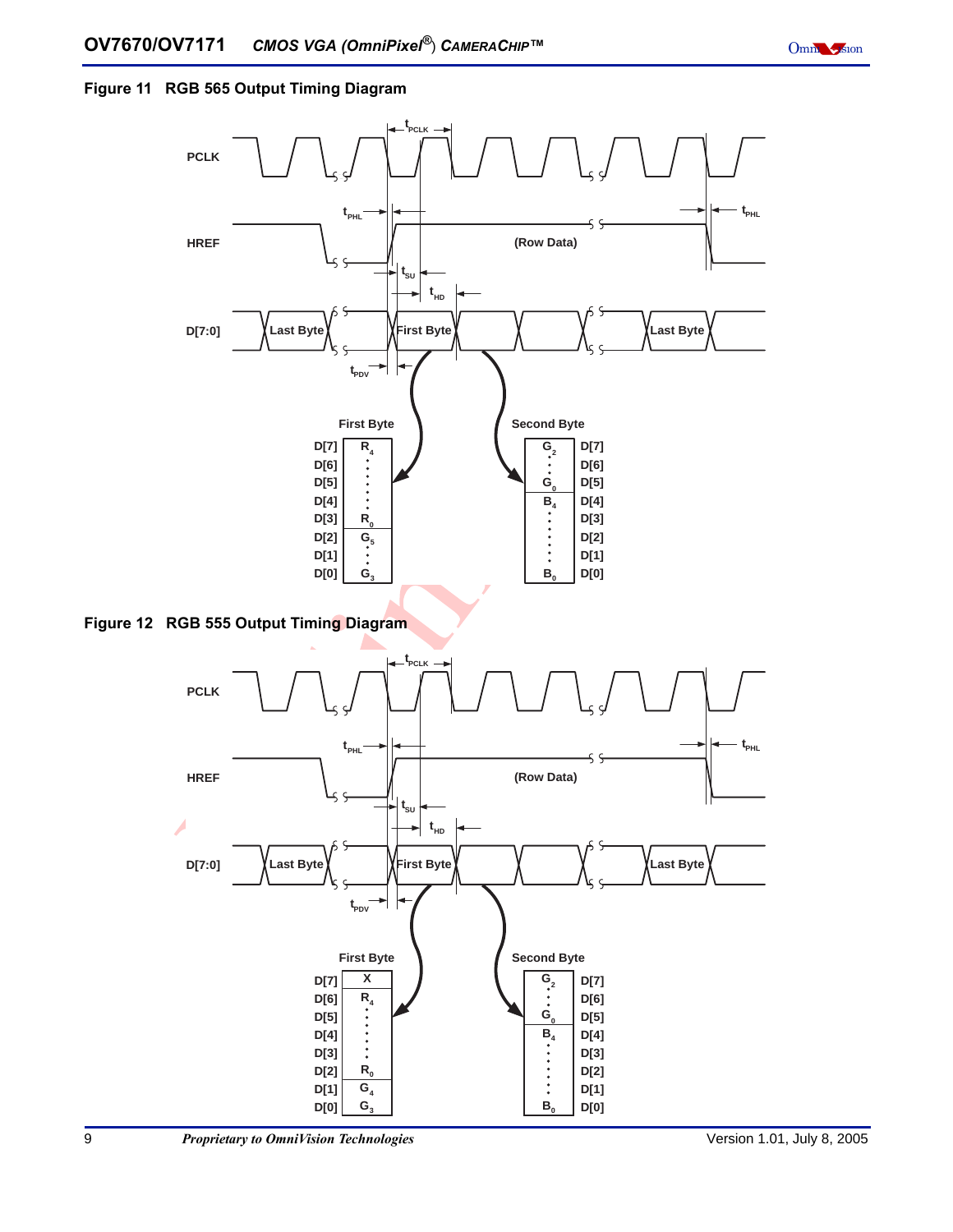## Figure 11 RGB 565 Output Timing Diagram

PCLK

$t_{PCLK}$

HREF

$t_{PHL}$

$t_{PHL}$

(Row Data)

$t_{SU}$

$t_{HD}$

D[7:0]

Last Byte

First Byte

Last Byte

$t_{PDV}$

First Byte

| | First Byte |
|---|---|
| D[7] | $R_4$ |
| D[6] | |
| D[5] | |
| D[4] | |
| D[3] | $R_0$ |
| D[2] | $G_5$ |
| D[1] | |
| D[0] | $G_3$ |

Second Byte

| Second Byte | |
|---|---|
| $G_2$ | D[7] |
| | D[6] |
| $G_0$ | D[5] |
| $B_4$ | D[4] |
| | D[3] |
| | D[2] |
| | D[1] |
| $B_0$ | D[0] |

## Figure 12 RGB 555 Output Timing Diagram

PCLK

$t_{PCLK}$

HREF

$t_{PHL}$

$t_{PHL}$

(Row Data)

$t_{SU}$

$t_{HD}$

D[7:0]

Last Byte

First Byte

Last Byte

$t_{PDV}$

| | First Byte |
|---|---|
| D[7] | X |
| D[6] | $R_4$ |
| D[5] | |
| D[4] | |
| D[3] | |
| D[2] | $R_0$ |
| D[1] | $G_4$ |
| D[0] | $G_3$ |

| Second Byte | |
|---|---|
| $G_2$ | D[7] |
| | D[6] |
| $G_0$ | D[5] |
| $B_4$ | D[4] |
| | D[3] |
| | D[2] |
| | D[1] |
| $B_0$ | D[0] |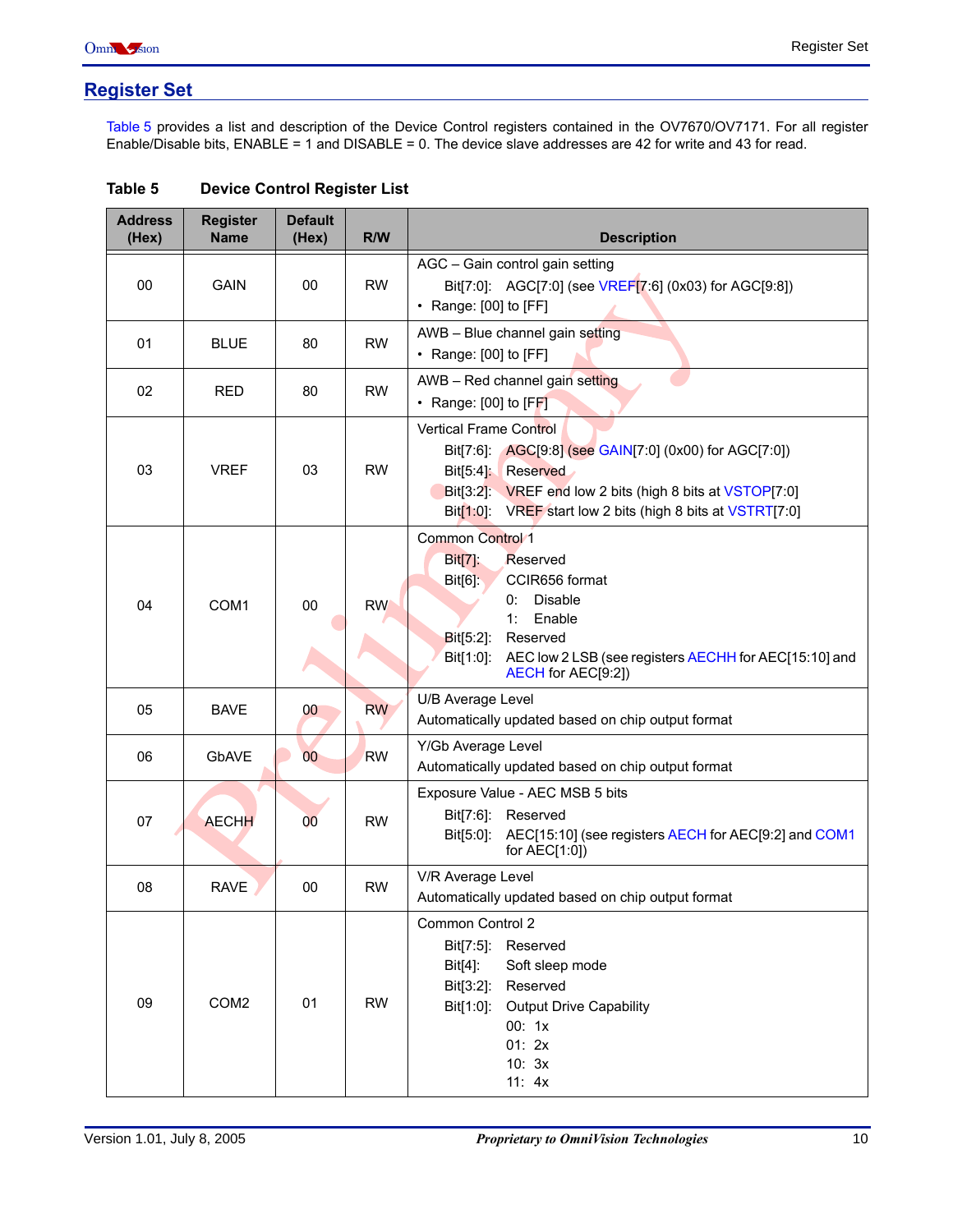## Register Set

Table 5 provides a list and description of the Device Control registers contained in the OV7670/OV7171. For all register Enable/Disable bits, ENABLE = 1 and DISABLE = 0. The device slave addresses are 42 for write and 43 for read.

**Table 5 Device Control Register List**

| Address (Hex) | Register Name | Default (Hex) | R/W | Description |
|---|---|---|---|---|
| 00 | GAIN | 00 | RW | AGC – Gain control gain setting<br>Bit[7:0]: AGC[7:0] (see VREF[7:6] (0x03) for AGC[9:8])<br>• Range: [00] to [FF] |
| 01 | BLUE | 80 | RW | AWB – Blue channel gain setting<br>• Range: [00] to [FF] |
| 02 | RED | 80 | RW | AWB – Red channel gain setting<br>• Range: [00] to [FF] |
| 03 | VREF | 03 | RW | Vertical Frame Control<br>Bit[7:6]: AGC[9:8] (see GAIN[7:0] (0x00) for AGC[7:0])<br>Bit[5:4]: Reserved<br>Bit[3:2]: VREF end low 2 bits (high 8 bits at VSTOP[7:0]<br>Bit[1:0]: VREF start low 2 bits (high 8 bits at VSTRT[7:0] |
| 04 | COM1 | 00 | RW | Common Control 1<br>Bit[7]: Reserved<br>Bit[6]: CCIR656 format<br>0: Disable<br>1: Enable<br>Bit[5:2]: Reserved<br>Bit[1:0]: AEC low 2 LSB (see registers AECHH for AEC[15:10] and AECH for AEC[9:2]) |
| 05 | BAVE | 00 | RW | U/B Average Level<br>Automatically updated based on chip output format |
| 06 | GbAVE | 00 | RW | Y/Gb Average Level<br>Automatically updated based on chip output format |
| 07 | AECHH | 00 | RW | Exposure Value - AEC MSB 5 bits<br>Bit[7:6]: Reserved<br>Bit[5:0]: AEC[15:10] (see registers AECH for AEC[9:2] and COM1 for AEC[1:0]) |
| 08 | RAVE | 00 | RW | V/R Average Level<br>Automatically updated based on chip output format |
| 09 | COM2 | 01 | RW | Common Control 2<br>Bit[7:5]: Reserved<br>Bit[4]: Soft sleep mode<br>Bit[3:2]: Reserved<br>Bit[1:0]: Output Drive Capability<br>00: 1x<br>01: 2x<br>10: 3x<br>11: 4x |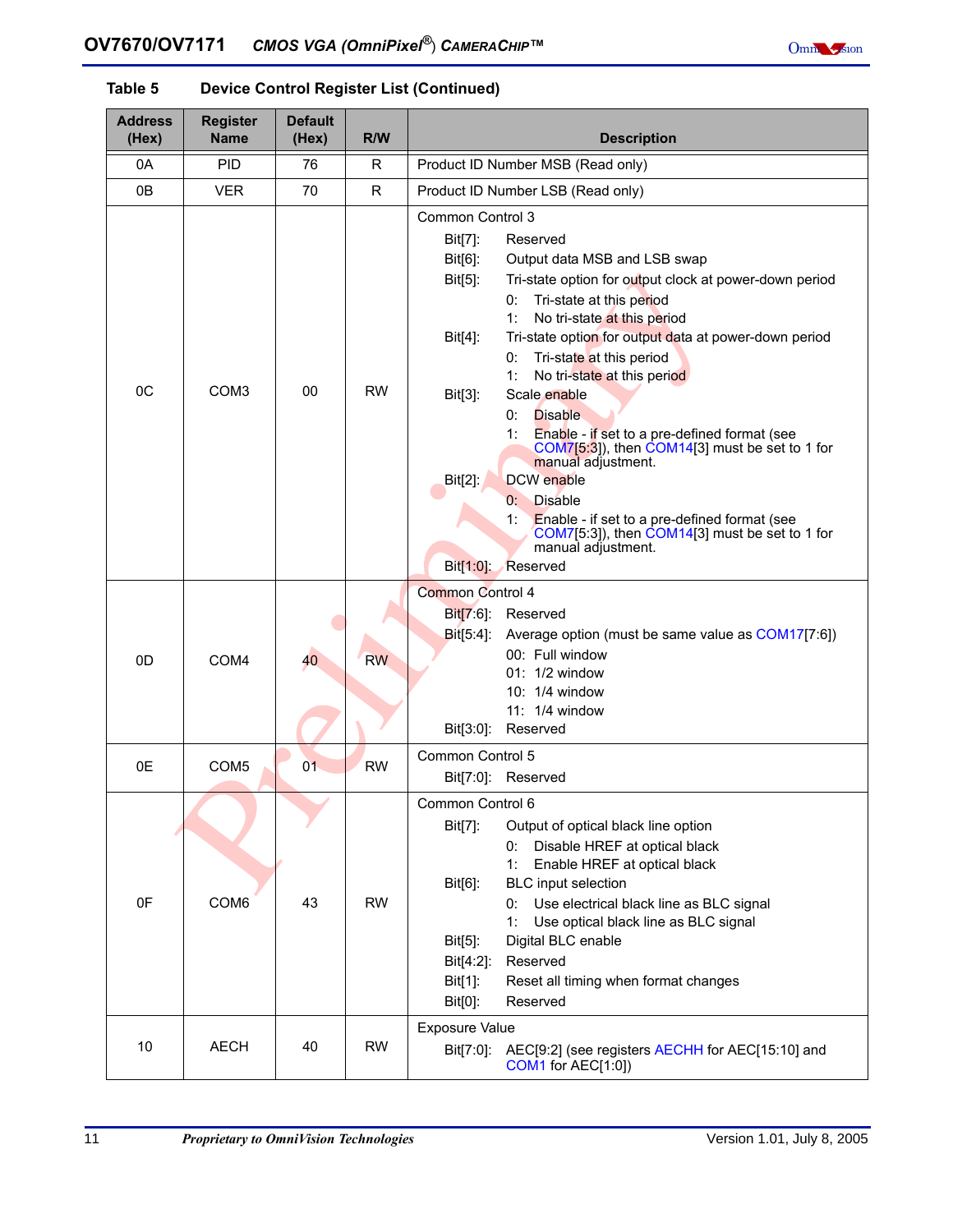**Table 5 Device Control Register List (Continued)**

| Address (Hex) | Register Name | Default (Hex) | R/W | Description |
|---|---|---|---|---|
| 0A | PID | 76 | R | Product ID Number MSB (Read only) |
| 0B | VER | 70 | R | Product ID Number LSB (Read only) |
| 0C | COM3 | 00 | RW | Common Control 3<br>Bit[7]: Reserved<br>Bit[6]: Output data MSB and LSB swap<br>Bit[5]: Tri-state option for output clock at power-down period<br>0: Tri-state at this period<br>1: No tri-state at this period<br>Bit[4]: Tri-state option for output data at power-down period<br>0: Tri-state at this period<br>1: No tri-state at this period<br>Bit[3]: Scale enable<br>0: Disable<br>1: Enable - if set to a pre-defined format (see COM7[5:3]), then COM14[3] must be set to 1 for manual adjustment.<br>Bit[2]: DCW enable<br>0: Disable<br>1: Enable - if set to a pre-defined format (see COM7[5:3]), then COM14[3] must be set to 1 for manual adjustment.<br>Bit[1:0]: Reserved |
| 0D | COM4 | 40 | RW | Common Control 4<br>Bit[7:6]: Reserved<br>Bit[5:4]: Average option (must be same value as COM17[7:6])<br>00: Full window<br>01: 1/2 window<br>10: 1/4 window<br>11: 1/4 window<br>Bit[3:0]: Reserved |
| 0E | COM5 | 01 | RW | Common Control 5<br>Bit[7:0]: Reserved |
| 0F | COM6 | 43 | RW | Common Control 6<br>Bit[7]: Output of optical black line option<br>0: Disable HREF at optical black<br>1: Enable HREF at optical black<br>Bit[6]: BLC input selection<br>0: Use electrical black line as BLC signal<br>1: Use optical black line as BLC signal<br>Bit[5]: Digital BLC enable<br>Bit[4:2]: Reserved<br>Bit[1]: Reset all timing when format changes<br>Bit[0]: Reserved |
| 10 | AECH | 40 | RW | Exposure Value<br>Bit[7:0]: AEC[9:2] (see registers AECHH for AEC[15:10] and COM1 for AEC[1:0]) |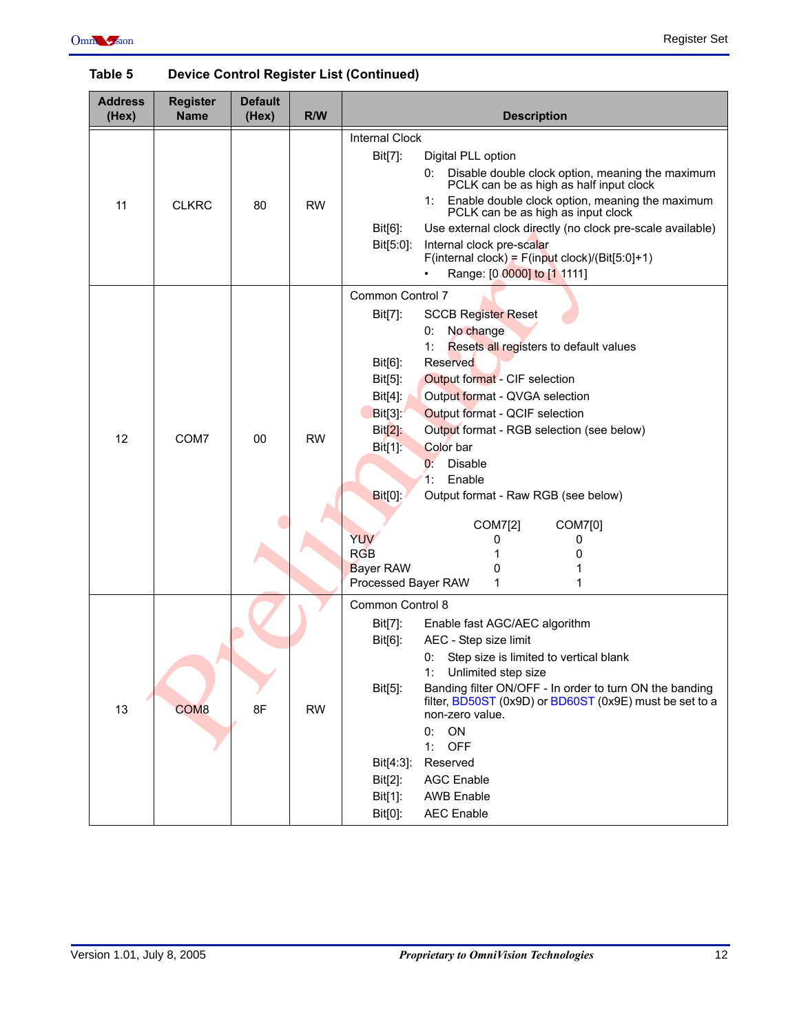**Table 5    Device Control Register List (Continued)**

| Address (Hex) | Register Name | Default (Hex) | R/W | Description |
|---|---|---|---|---|
| 11 | CLKRC | 80 | RW | Internal Clock<br>Bit[7]: Digital PLL option<br>0: Disable double clock option, meaning the maximum PCLK can be as high as half input clock<br>1: Enable double clock option, meaning the maximum PCLK can be as high as input clock<br>Bit[6]: Use external clock directly (no clock pre-scale available)<br>Bit[5:0]: Internal clock pre-scalar<br>F(internal clock) = F(input clock)/(Bit[5:0]+1)<br>• Range: [0 0000] to [1 1111] |
| 12 | COM7 | 00 | RW | Common Control 7<br>Bit[7]: SCCB Register Reset<br>0: No change<br>1: Resets all registers to default values<br>Bit[6]: Reserved<br>Bit[5]: Output format - CIF selection<br>Bit[4]: Output format - QVGA selection<br>Bit[3]: Output format - QCIF selection<br>Bit[2]: Output format - RGB selection (see below)<br>Bit[1]: Color bar<br>0: Disable<br>1: Enable<br>Bit[0]: Output format - Raw RGB (see below)<br><br>COM7[2] / COM7[0]<br>YUV: 0 / 0<br>RGB: 1 / 0<br>Bayer RAW: 0 / 1<br>Processed Bayer RAW: 1 / 1 |
| 13 | COM8 | 8F | RW | Common Control 8<br>Bit[7]: Enable fast AGC/AEC algorithm<br>Bit[6]: AEC - Step size limit<br>0: Step size is limited to vertical blank<br>1: Unlimited step size<br>Bit[5]: Banding filter ON/OFF - In order to turn ON the banding filter, BD50ST (0x9D) or BD60ST (0x9E) must be set to a non-zero value.<br>0: ON<br>1: OFF<br>Bit[4:3]: Reserved<br>Bit[2]: AGC Enable<br>Bit[1]: AWB Enable<br>Bit[0]: AEC Enable |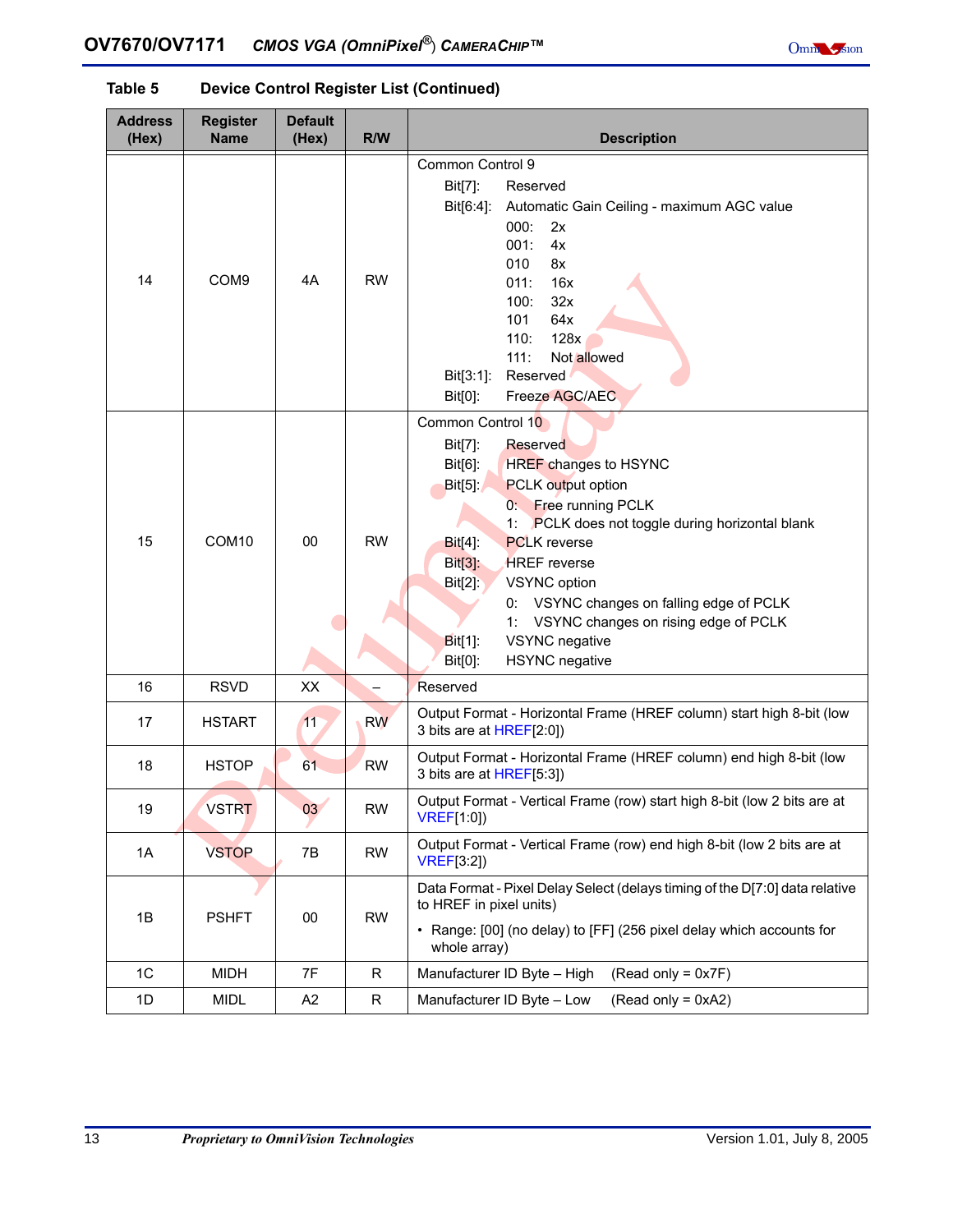**Table 5 Device Control Register List (Continued)**

| Address (Hex) | Register Name | Default (Hex) | R/W | Description |
|---|---|---|---|---|
| 14 | COM9 | 4A | RW | Common Control 9<br>Bit[7]: Reserved<br>Bit[6:4]: Automatic Gain Ceiling - maximum AGC value<br>000: 2x<br>001: 4x<br>010 8x<br>011: 16x<br>100: 32x<br>101 64x<br>110: 128x<br>111: Not allowed<br>Bit[3:1]: Reserved<br>Bit[0]: Freeze AGC/AEC |
| 15 | COM10 | 00 | RW | Common Control 10<br>Bit[7]: Reserved<br>Bit[6]: HREF changes to HSYNC<br>Bit[5]: PCLK output option<br>0: Free running PCLK<br>1: PCLK does not toggle during horizontal blank<br>Bit[4]: PCLK reverse<br>Bit[3]: HREF reverse<br>Bit[2]: VSYNC option<br>0: VSYNC changes on falling edge of PCLK<br>1: VSYNC changes on rising edge of PCLK<br>Bit[1]: VSYNC negative<br>Bit[0]: HSYNC negative |
| 16 | RSVD | XX | – | Reserved |
| 17 | HSTART | 11 | RW | Output Format - Horizontal Frame (HREF column) start high 8-bit (low 3 bits are at HREF[2:0]) |
| 18 | HSTOP | 61 | RW | Output Format - Horizontal Frame (HREF column) end high 8-bit (low 3 bits are at HREF[5:3]) |
| 19 | VSTRT | 03 | RW | Output Format - Vertical Frame (row) start high 8-bit (low 2 bits are at VREF[1:0]) |
| 1A | VSTOP | 7B | RW | Output Format - Vertical Frame (row) end high 8-bit (low 2 bits are at VREF[3:2]) |
| 1B | PSHFT | 00 | RW | Data Format - Pixel Delay Select (delays timing of the D[7:0] data relative to HREF in pixel units)<br>• Range: [00] (no delay) to [FF] (256 pixel delay which accounts for whole array) |
| 1C | MIDH | 7F | R | Manufacturer ID Byte – High (Read only = 0x7F) |
| 1D | MIDL | A2 | R | Manufacturer ID Byte – Low (Read only = 0xA2) |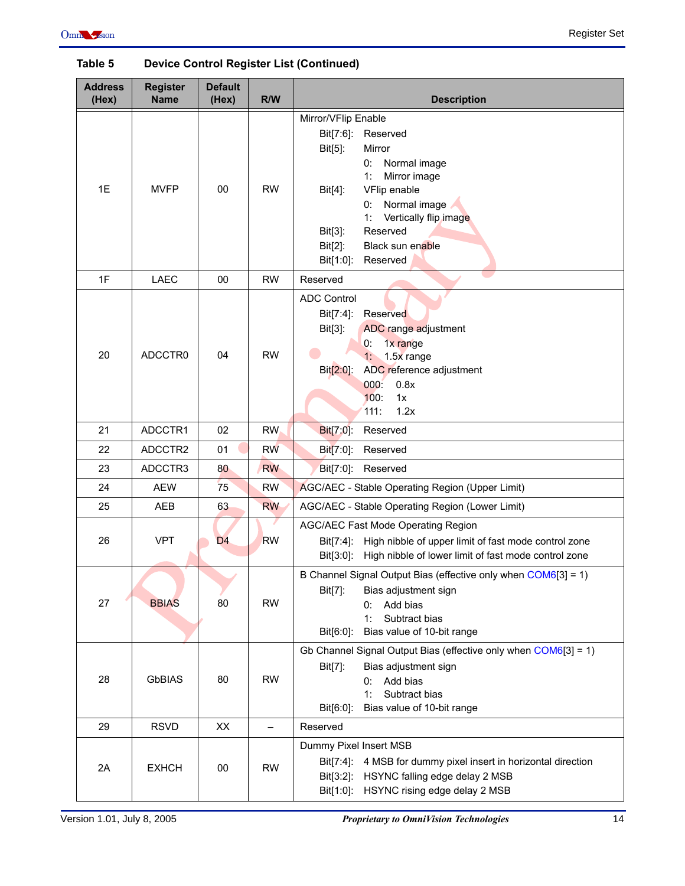**Table 5 Device Control Register List (Continued)**

| Address (Hex) | Register Name | Default (Hex) | R/W | Description |
|---|---|---|---|---|
| 1E | MVFP | 00 | RW | Mirror/VFlip Enable<br>Bit[7:6]: Reserved<br>Bit[5]: Mirror<br>0: Normal image<br>1: Mirror image<br>Bit[4]: VFlip enable<br>0: Normal image<br>1: Vertically flip image<br>Bit[3]: Reserved<br>Bit[2]: Black sun enable<br>Bit[1:0]: Reserved |
| 1F | LAEC | 00 | RW | Reserved |
| 20 | ADCCTR0 | 04 | RW | ADC Control<br>Bit[7:4]: Reserved<br>Bit[3]: ADC range adjustment<br>0: 1x range<br>1: 1.5x range<br>Bit[2:0]: ADC reference adjustment<br>000: 0.8x<br>100: 1x<br>111: 1.2x |
| 21 | ADCCTR1 | 02 | RW | Bit[7:0]: Reserved |
| 22 | ADCCTR2 | 01 | RW | Bit[7:0]: Reserved |
| 23 | ADCCTR3 | 80 | RW | Bit[7:0]: Reserved |
| 24 | AEW | 75 | RW | AGC/AEC - Stable Operating Region (Upper Limit) |
| 25 | AEB | 63 | RW | AGC/AEC - Stable Operating Region (Lower Limit) |
| 26 | VPT | D4 | RW | AGC/AEC Fast Mode Operating Region<br>Bit[7:4]: High nibble of upper limit of fast mode control zone<br>Bit[3:0]: High nibble of lower limit of fast mode control zone |
| 27 | BBIAS | 80 | RW | B Channel Signal Output Bias (effective only when COM6[3] = 1)<br>Bit[7]: Bias adjustment sign<br>0: Add bias<br>1: Subtract bias<br>Bit[6:0]: Bias value of 10-bit range |
| 28 | GbBIAS | 80 | RW | Gb Channel Signal Output Bias (effective only when COM6[3] = 1)<br>Bit[7]: Bias adjustment sign<br>0: Add bias<br>1: Subtract bias<br>Bit[6:0]: Bias value of 10-bit range |
| 29 | RSVD | XX | – | Reserved |
| 2A | EXHCH | 00 | RW | Dummy Pixel Insert MSB<br>Bit[7:4]: 4 MSB for dummy pixel insert in horizontal direction<br>Bit[3:2]: HSYNC falling edge delay 2 MSB<br>Bit[1:0]: HSYNC rising edge delay 2 MSB |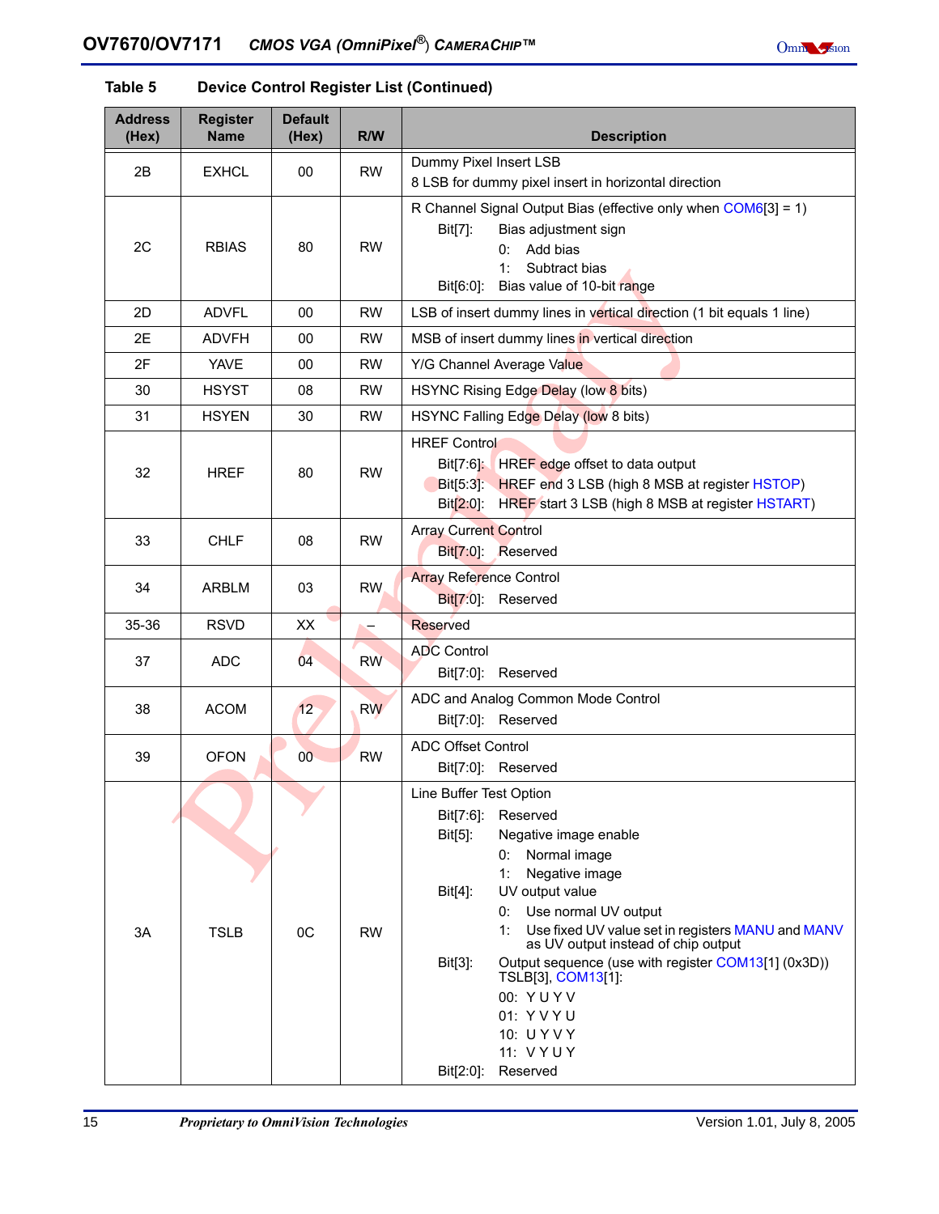Table 5 Device Control Register List (Continued)

| Address (Hex) | Register Name | Default (Hex) | R/W | Description |
|---|---|---|---|---|
| 2B | EXHCL | 00 | RW | Dummy Pixel Insert LSB<br>8 LSB for dummy pixel insert in horizontal direction |
| 2C | RBIAS | 80 | RW | R Channel Signal Output Bias (effective only when COM6[3] = 1)<br>Bit[7]: Bias adjustment sign<br>0: Add bias<br>1: Subtract bias<br>Bit[6:0]: Bias value of 10-bit range |
| 2D | ADVFL | 00 | RW | LSB of insert dummy lines in vertical direction (1 bit equals 1 line) |
| 2E | ADVFH | 00 | RW | MSB of insert dummy lines in vertical direction |
| 2F | YAVE | 00 | RW | Y/G Channel Average Value |
| 30 | HSYST | 08 | RW | HSYNC Rising Edge Delay (low 8 bits) |
| 31 | HSYEN | 30 | RW | HSYNC Falling Edge Delay (low 8 bits) |
| 32 | HREF | 80 | RW | HREF Control<br>Bit[7:6]: HREF edge offset to data output<br>Bit[5:3]: HREF end 3 LSB (high 8 MSB at register HSTOP)<br>Bit[2:0]: HREF start 3 LSB (high 8 MSB at register HSTART) |
| 33 | CHLF | 08 | RW | Array Current Control<br>Bit[7:0]: Reserved |
| 34 | ARBLM | 03 | RW | Array Reference Control<br>Bit[7:0]: Reserved |
| 35-36 | RSVD | XX | – | Reserved |
| 37 | ADC | 04 | RW | ADC Control<br>Bit[7:0]: Reserved |
| 38 | ACOM | 12 | RW | ADC and Analog Common Mode Control<br>Bit[7:0]: Reserved |
| 39 | OFON | 00 | RW | ADC Offset Control<br>Bit[7:0]: Reserved |
| 3A | TSLB | 0C | RW | Line Buffer Test Option<br>Bit[7:6]: Reserved<br>Bit[5]: Negative image enable<br>0: Normal image<br>1: Negative image<br>Bit[4]: UV output value<br>0: Use normal UV output<br>1: Use fixed UV value set in registers MANU and MANV as UV output instead of chip output<br>Bit[3]: Output sequence (use with register COM13[1] (0x3D))<br>TSLB[3], COM13[1]:<br>00: Y U Y V<br>01: Y V Y U<br>10: U Y V Y<br>11: V Y U Y<br>Bit[2:0]: Reserved |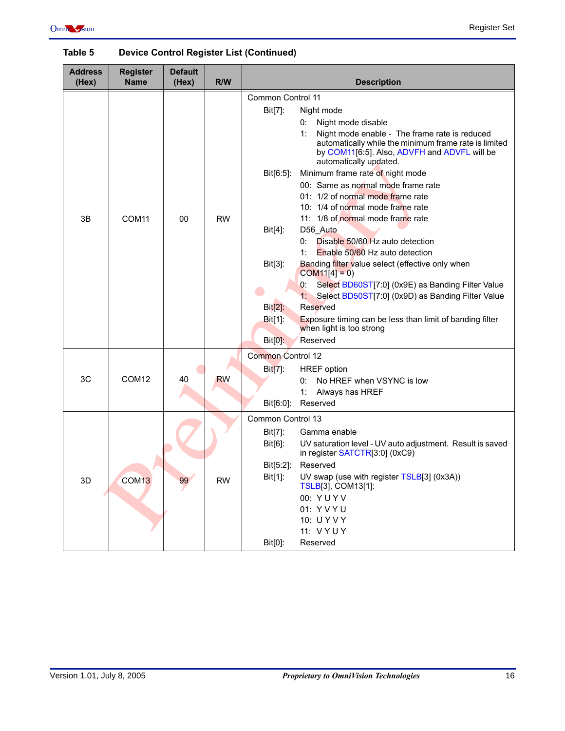**Table 5 Device Control Register List (Continued)**

| Address (Hex) | Register Name | Default (Hex) | R/W | Description |
|---|---|---|---|---|
| 3B | COM11 | 00 | RW | Common Control 11<br>Bit[7]: Night mode<br>0: Night mode disable<br>1: Night mode enable - The frame rate is reduced automatically while the minimum frame rate is limited by COM11[6:5]. Also, ADVFH and ADVFL will be automatically updated.<br>Bit[6:5]: Minimum frame rate of night mode<br>00: Same as normal mode frame rate<br>01: 1/2 of normal mode frame rate<br>10: 1/4 of normal mode frame rate<br>11: 1/8 of normal mode frame rate<br>Bit[4]: D56_Auto<br>0: Disable 50/60 Hz auto detection<br>1: Enable 50/60 Hz auto detection<br>Bit[3]: Banding filter value select (effective only when COM11[4] = 0)<br>0: Select BD60ST[7:0] (0x9E) as Banding Filter Value<br>1: Select BD50ST[7:0] (0x9D) as Banding Filter Value<br>Bit[2]: Reserved<br>Bit[1]: Exposure timing can be less than limit of banding filter when light is too strong<br>Bit[0]: Reserved |
| 3C | COM12 | 40 | RW | Common Control 12<br>Bit[7]: HREF option<br>0: No HREF when VSYNC is low<br>1: Always has HREF<br>Bit[6:0]: Reserved |
| 3D | COM13 | 99 | RW | Common Control 13<br>Bit[7]: Gamma enable<br>Bit[6]: UV saturation level - UV auto adjustment. Result is saved in register SATCTR[3:0] (0xC9)<br>Bit[5:2]: Reserved<br>Bit[1]: UV swap (use with register TSLB[3] (0x3A))<br>TSLB[3], COM13[1]:<br>00: Y U Y V<br>01: Y V Y U<br>10: U Y V Y<br>11: V Y U Y<br>Bit[0]: Reserved |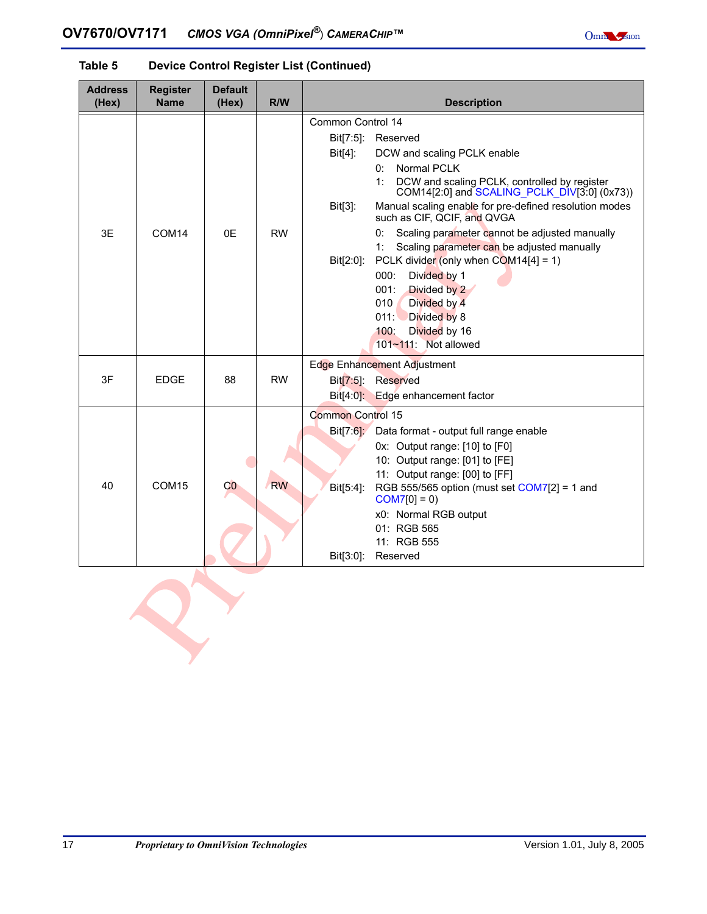**Table 5 Device Control Register List (Continued)**

| Address (Hex) | Register Name | Default (Hex) | R/W | Description |
|---|---|---|---|---|
| 3E | COM14 | 0E | RW | Common Control 14<br>Bit[7:5]: Reserved<br>Bit[4]: DCW and scaling PCLK enable<br>0: Normal PCLK<br>1: DCW and scaling PCLK, controlled by register COM14[2:0] and SCALING_PCLK_DIV[3:0] (0x73))<br>Bit[3]: Manual scaling enable for pre-defined resolution modes such as CIF, QCIF, and QVGA<br>0: Scaling parameter cannot be adjusted manually<br>1: Scaling parameter can be adjusted manually<br>Bit[2:0]: PCLK divider (only when COM14[4] = 1)<br>000: Divided by 1<br>001: Divided by 2<br>010 Divided by 4<br>011: Divided by 8<br>100: Divided by 16<br>101~111: Not allowed |
| 3F | EDGE | 88 | RW | Edge Enhancement Adjustment<br>Bit[7:5]: Reserved<br>Bit[4:0]: Edge enhancement factor |
| 40 | COM15 | C0 | RW | Common Control 15<br>Bit[7:6]: Data format - output full range enable<br>0x: Output range: [10] to [F0]<br>10: Output range: [01] to [FE]<br>11: Output range: [00] to [FF]<br>Bit[5:4]: RGB 555/565 option (must set COM7[2] = 1 and COM7[0] = 0)<br>x0: Normal RGB output<br>01: RGB 565<br>11: RGB 555<br>Bit[3:0]: Reserved |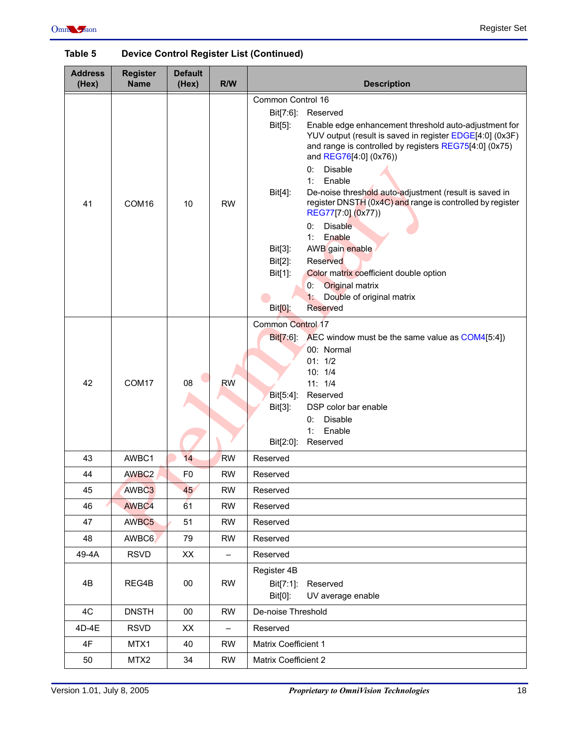**Table 5 Device Control Register List (Continued)**

| Address (Hex) | Register Name | Default (Hex) | R/W | Description |
|---|---|---|---|---|
| 41 | COM16 | 10 | RW | Common Control 16<br>Bit[7:6]: Reserved<br>Bit[5]: Enable edge enhancement threshold auto-adjustment for YUV output (result is saved in register EDGE[4:0] (0x3F) and range is controlled by registers REG75[4:0] (0x75) and REG76[4:0] (0x76))<br>0: Disable<br>1: Enable<br>Bit[4]: De-noise threshold auto-adjustment (result is saved in register DNSTH (0x4C) and range is controlled by register REG77[7:0] (0x77))<br>0: Disable<br>1: Enable<br>Bit[3]: AWB gain enable<br>Bit[2]: Reserved<br>Bit[1]: Color matrix coefficient double option<br>0: Original matrix<br>1: Double of original matrix<br>Bit[0]: Reserved |
| 42 | COM17 | 08 | RW | Common Control 17<br>Bit[7:6]: AEC window must be the same value as COM4[5:4])<br>00: Normal<br>01: 1/2<br>10: 1/4<br>11: 1/4<br>Bit[5:4]: Reserved<br>Bit[3]: DSP color bar enable<br>0: Disable<br>1: Enable<br>Bit[2:0]: Reserved |
| 43 | AWBC1 | 14 | RW | Reserved |
| 44 | AWBC2 | F0 | RW | Reserved |
| 45 | AWBC3 | 45 | RW | Reserved |
| 46 | AWBC4 | 61 | RW | Reserved |
| 47 | AWBC5 | 51 | RW | Reserved |
| 48 | AWBC6 | 79 | RW | Reserved |
| 49-4A | RSVD | XX | – | Reserved |
| 4B | REG4B | 00 | RW | Register 4B<br>Bit[7:1]: Reserved<br>Bit[0]: UV average enable |
| 4C | DNSTH | 00 | RW | De-noise Threshold |
| 4D-4E | RSVD | XX | – | Reserved |
| 4F | MTX1 | 40 | RW | Matrix Coefficient 1 |
| 50 | MTX2 | 34 | RW | Matrix Coefficient 2 |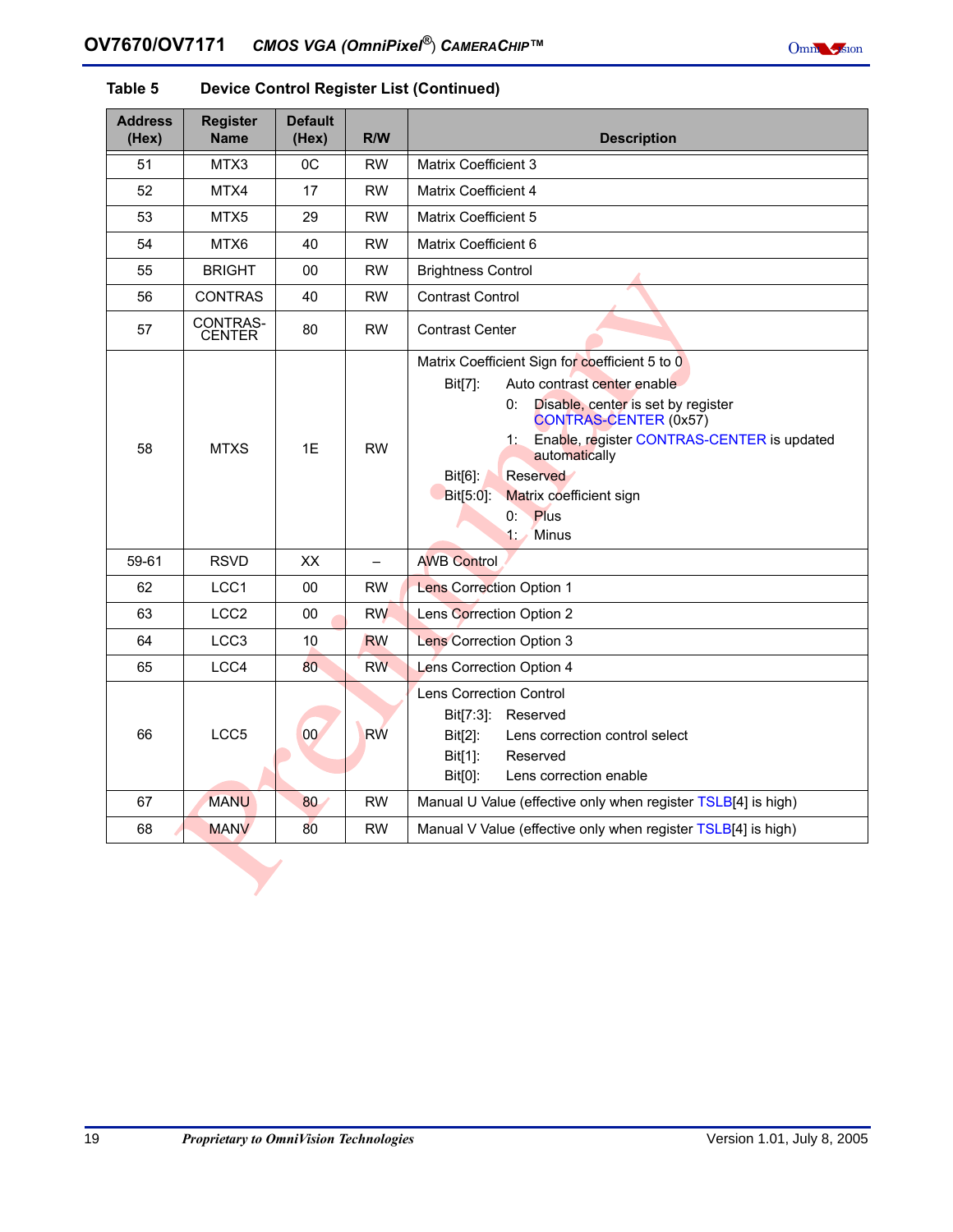**Table 5 Device Control Register List (Continued)**

| Address (Hex) | Register Name | Default (Hex) | R/W | Description |
|---|---|---|---|---|
| 51 | MTX3 | 0C | RW | Matrix Coefficient 3 |
| 52 | MTX4 | 17 | RW | Matrix Coefficient 4 |
| 53 | MTX5 | 29 | RW | Matrix Coefficient 5 |
| 54 | MTX6 | 40 | RW | Matrix Coefficient 6 |
| 55 | BRIGHT | 00 | RW | Brightness Control |
| 56 | CONTRAS | 40 | RW | Contrast Control |
| 57 | CONTRAS-CENTER | 80 | RW | Contrast Center |
| 58 | MTXS | 1E | RW | Matrix Coefficient Sign for coefficient 5 to 0<br>Bit[7]: Auto contrast center enable<br>0: Disable, center is set by register CONTRAS-CENTER (0x57)<br>1: Enable, register CONTRAS-CENTER is updated automatically<br>Bit[6]: Reserved<br>Bit[5:0]: Matrix coefficient sign<br>0: Plus<br>1: Minus |
| 59-61 | RSVD | XX | – | AWB Control |
| 62 | LCC1 | 00 | RW | Lens Correction Option 1 |
| 63 | LCC2 | 00 | RW | Lens Correction Option 2 |
| 64 | LCC3 | 10 | RW | Lens Correction Option 3 |
| 65 | LCC4 | 80 | RW | Lens Correction Option 4 |
| 66 | LCC5 | 00 | RW | Lens Correction Control<br>Bit[7:3]: Reserved<br>Bit[2]: Lens correction control select<br>Bit[1]: Reserved<br>Bit[0]: Lens correction enable |
| 67 | MANU | 80 | RW | Manual U Value (effective only when register TSLB[4] is high) |
| 68 | MANV | 80 | RW | Manual V Value (effective only when register TSLB[4] is high) |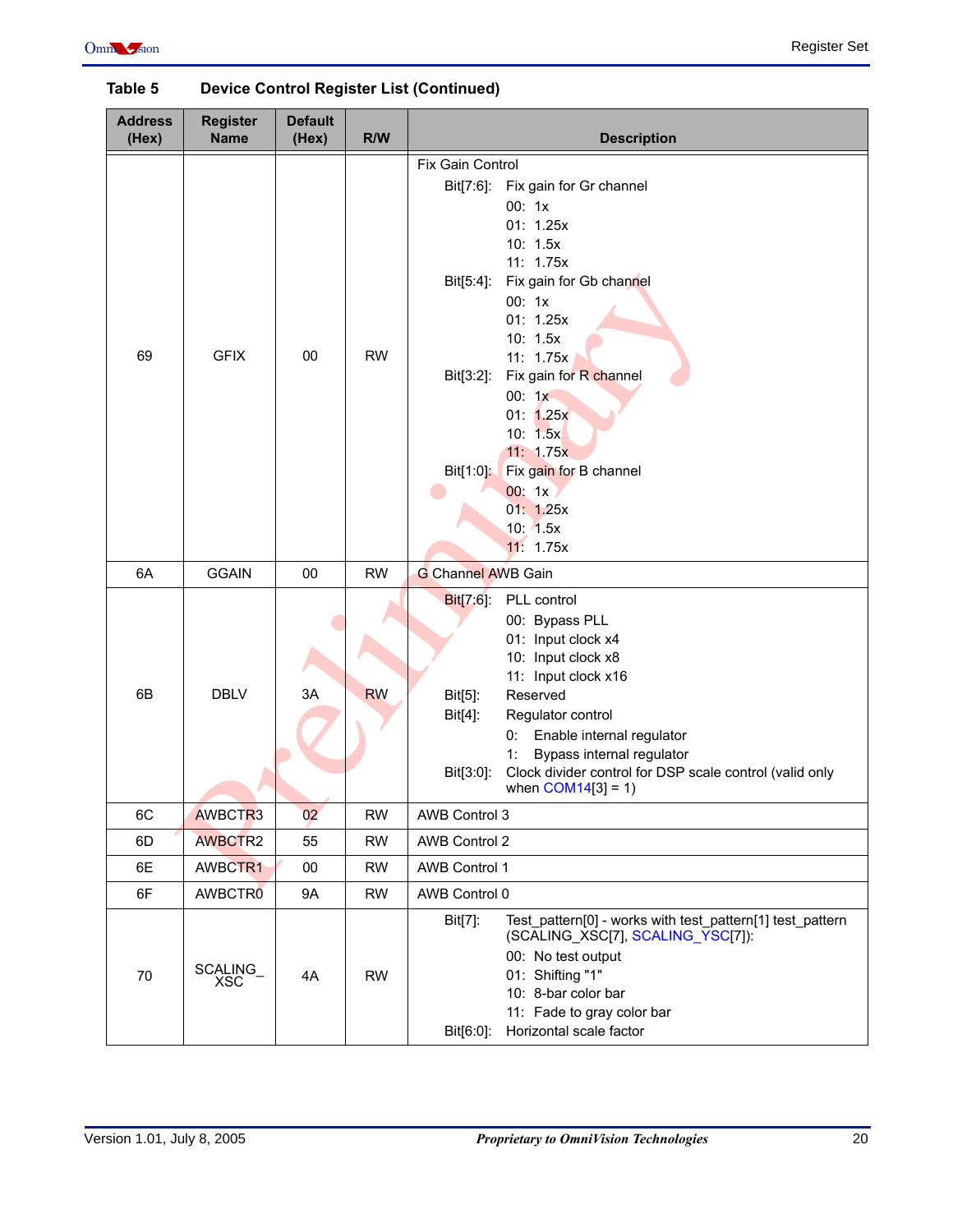**Table 5 Device Control Register List (Continued)**

| Address (Hex) | Register Name | Default (Hex) | R/W | Description |
|---|---|---|---|---|
| 69 | GFIX | 00 | RW | Fix Gain Control<br>Bit[7:6]: Fix gain for Gr channel<br>00: 1x<br>01: 1.25x<br>10: 1.5x<br>11: 1.75x<br>Bit[5:4]: Fix gain for Gb channel<br>00: 1x<br>01: 1.25x<br>10: 1.5x<br>11: 1.75x<br>Bit[3:2]: Fix gain for R channel<br>00: 1x<br>01: 1.25x<br>10: 1.5x<br>11: 1.75x<br>Bit[1:0]: Fix gain for B channel<br>00: 1x<br>01: 1.25x<br>10: 1.5x<br>11: 1.75x |
| 6A | GGAIN | 00 | RW | G Channel AWB Gain |
| 6B | DBLV | 3A | RW | Bit[7:6]: PLL control<br>00: Bypass PLL<br>01: Input clock x4<br>10: Input clock x8<br>11: Input clock x16<br>Bit[5]: Reserved<br>Bit[4]: Regulator control<br>0: Enable internal regulator<br>1: Bypass internal regulator<br>Bit[3:0]: Clock divider control for DSP scale control (valid only when COM14[3] = 1) |
| 6C | AWBCTR3 | 02 | RW | AWB Control 3 |
| 6D | AWBCTR2 | 55 | RW | AWB Control 2 |
| 6E | AWBCTR1 | 00 | RW | AWB Control 1 |
| 6F | AWBCTR0 | 9A | RW | AWB Control 0 |
| 70 | SCALING_XSC | 4A | RW | Bit[7]: Test_pattern[0] - works with test_pattern[1] test_pattern (SCALING_XSC[7], SCALING_YSC[7]):<br>00: No test output<br>01: Shifting "1"<br>10: 8-bar color bar<br>11: Fade to gray color bar<br>Bit[6:0]: Horizontal scale factor |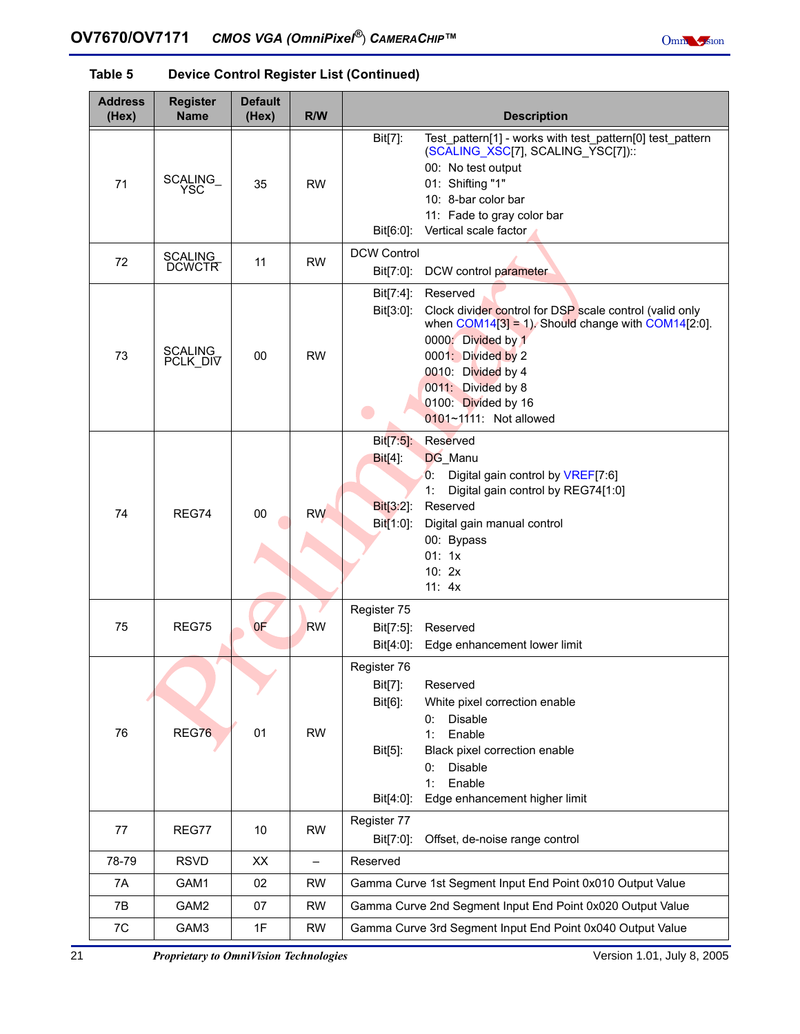**Table 5 Device Control Register List (Continued)**

| Address (Hex) | Register Name | Default (Hex) | R/W | Description |
|---|---|---|---|---|
| 71 | SCALING_YSC | 35 | RW | Bit[7]: Test_pattern[1] - works with test_pattern[0] test_pattern (SCALING_XSC[7], SCALING_YSC[7]):: 00: No test output 01: Shifting "1" 10: 8-bar color bar 11: Fade to gray color bar Bit[6:0]: Vertical scale factor |
| 72 | SCALING_DCWCTR | 11 | RW | DCW Control Bit[7:0]: DCW control parameter |
| 73 | SCALING_PCLK_DIV | 00 | RW | Bit[7:4]: Reserved Bit[3:0]: Clock divider control for DSP scale control (valid only when COM14[3] = 1). Should change with COM14[2:0]. 0000: Divided by 1 0001: Divided by 2 0010: Divided by 4 0011: Divided by 8 0100: Divided by 16 0101~1111: Not allowed |
| 74 | REG74 | 00 | RW | Bit[7:5]: Reserved Bit[4]: DG_Manu 0: Digital gain control by VREF[7:6] 1: Digital gain control by REG74[1:0] Bit[3:2]: Reserved Bit[1:0]: Digital gain manual control 00: Bypass 01: 1x 10: 2x 11: 4x |
| 75 | REG75 | 0F | RW | Register 75 Bit[7:5]: Reserved Bit[4:0]: Edge enhancement lower limit |
| 76 | REG76 | 01 | RW | Register 76 Bit[7]: Reserved Bit[6]: White pixel correction enable 0: Disable 1: Enable Bit[5]: Black pixel correction enable 0: Disable 1: Enable Bit[4:0]: Edge enhancement higher limit |
| 77 | REG77 | 10 | RW | Register 77 Bit[7:0]: Offset, de-noise range control |
| 78-79 | RSVD | XX | – | Reserved |
| 7A | GAM1 | 02 | RW | Gamma Curve 1st Segment Input End Point 0x010 Output Value |
| 7B | GAM2 | 07 | RW | Gamma Curve 2nd Segment Input End Point 0x020 Output Value |
| 7C | GAM3 | 1F | RW | Gamma Curve 3rd Segment Input End Point 0x040 Output Value |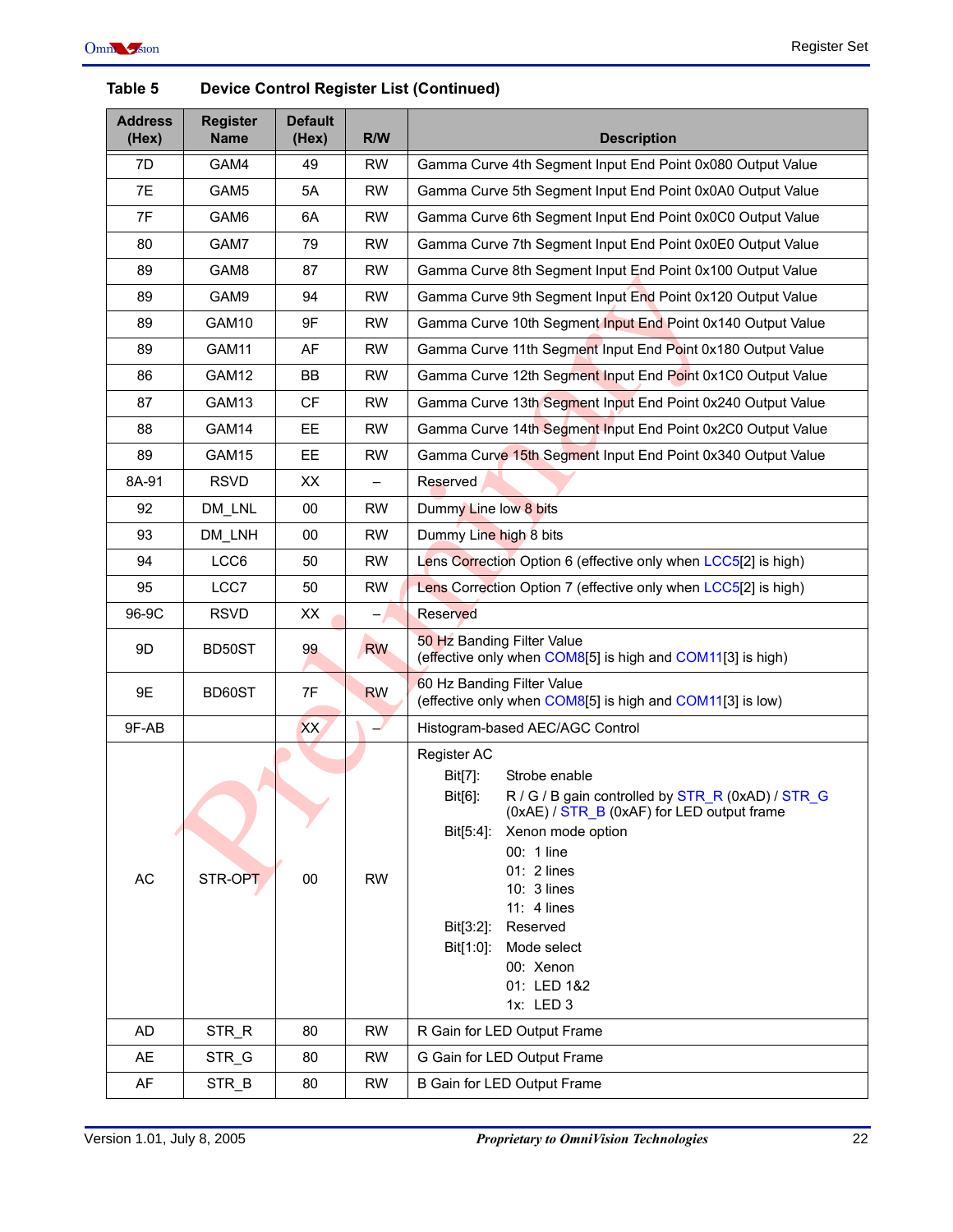**Table 5 Device Control Register List (Continued)**

| Address (Hex) | Register Name | Default (Hex) | R/W | Description |
|---|---|---|---|---|
| 7D | GAM4 | 49 | RW | Gamma Curve 4th Segment Input End Point 0x080 Output Value |
| 7E | GAM5 | 5A | RW | Gamma Curve 5th Segment Input End Point 0x0A0 Output Value |
| 7F | GAM6 | 6A | RW | Gamma Curve 6th Segment Input End Point 0x0C0 Output Value |
| 80 | GAM7 | 79 | RW | Gamma Curve 7th Segment Input End Point 0x0E0 Output Value |
| 89 | GAM8 | 87 | RW | Gamma Curve 8th Segment Input End Point 0x100 Output Value |
| 89 | GAM9 | 94 | RW | Gamma Curve 9th Segment Input End Point 0x120 Output Value |
| 89 | GAM10 | 9F | RW | Gamma Curve 10th Segment Input End Point 0x140 Output Value |
| 89 | GAM11 | AF | RW | Gamma Curve 11th Segment Input End Point 0x180 Output Value |
| 86 | GAM12 | BB | RW | Gamma Curve 12th Segment Input End Point 0x1C0 Output Value |
| 87 | GAM13 | CF | RW | Gamma Curve 13th Segment Input End Point 0x240 Output Value |
| 88 | GAM14 | EE | RW | Gamma Curve 14th Segment Input End Point 0x2C0 Output Value |
| 89 | GAM15 | EE | RW | Gamma Curve 15th Segment Input End Point 0x340 Output Value |
| 8A-91 | RSVD | XX | – | Reserved |
| 92 | DM_LNL | 00 | RW | Dummy Line low 8 bits |
| 93 | DM_LNH | 00 | RW | Dummy Line high 8 bits |
| 94 | LCC6 | 50 | RW | Lens Correction Option 6 (effective only when LCC5[2] is high) |
| 95 | LCC7 | 50 | RW | Lens Correction Option 7 (effective only when LCC5[2] is high) |
| 96-9C | RSVD | XX | – | Reserved |
| 9D | BD50ST | 99 | RW | 50 Hz Banding Filter Value (effective only when COM8[5] is high and COM11[3] is high) |
| 9E | BD60ST | 7F | RW | 60 Hz Banding Filter Value (effective only when COM8[5] is high and COM11[3] is low) |
| 9F-AB | | XX | – | Histogram-based AEC/AGC Control |
| AC | STR-OPT | 00 | RW | Register AC<br>Bit[7]: Strobe enable<br>Bit[6]: R / G / B gain controlled by STR_R (0xAD) / STR_G (0xAE) / STR_B (0xAF) for LED output frame<br>Bit[5:4]: Xenon mode option<br>00: 1 line<br>01: 2 lines<br>10: 3 lines<br>11: 4 lines<br>Bit[3:2]: Reserved<br>Bit[1:0]: Mode select<br>00: Xenon<br>01: LED 1&2<br>1x: LED 3 |
| AD | STR_R | 80 | RW | R Gain for LED Output Frame |
| AE | STR_G | 80 | RW | G Gain for LED Output Frame |
| AF | STR_B | 80 | RW | B Gain for LED Output Frame |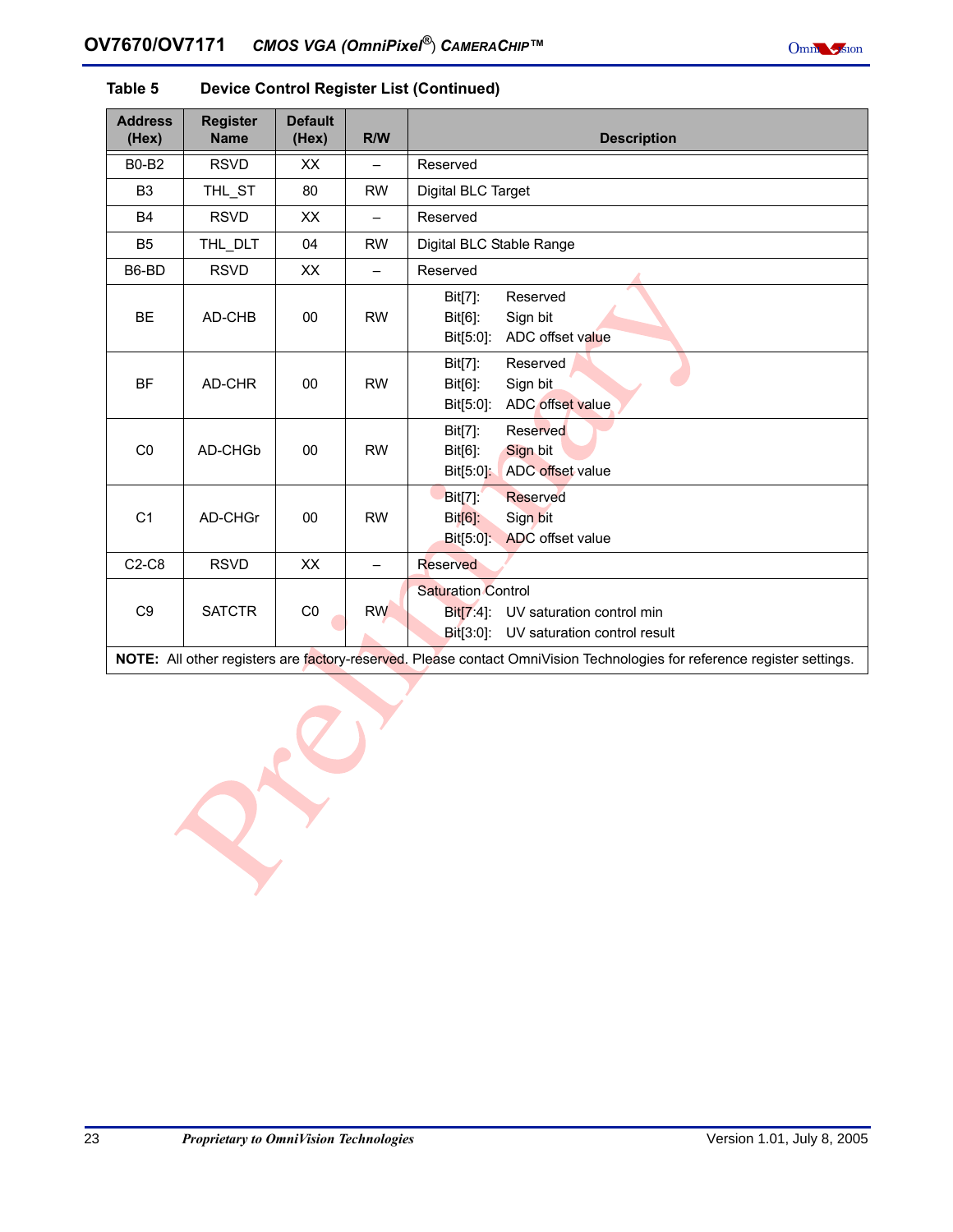**Table 5 Device Control Register List (Continued)**

| Address (Hex) | Register Name | Default (Hex) | R/W | Description |
|---|---|---|---|---|
| B0-B2 | RSVD | XX | – | Reserved |
| B3 | THL_ST | 80 | RW | Digital BLC Target |
| B4 | RSVD | XX | – | Reserved |
| B5 | THL_DLT | 04 | RW | Digital BLC Stable Range |
| B6-BD | RSVD | XX | – | Reserved |
| BE | AD-CHB | 00 | RW | Bit[7]: Reserved<br>Bit[6]: Sign bit<br>Bit[5:0]: ADC offset value |
| BF | AD-CHR | 00 | RW | Bit[7]: Reserved<br>Bit[6]: Sign bit<br>Bit[5:0]: ADC offset value |
| C0 | AD-CHGb | 00 | RW | Bit[7]: Reserved<br>Bit[6]: Sign bit<br>Bit[5:0]: ADC offset value |
| C1 | AD-CHGr | 00 | RW | Bit[7]: Reserved<br>Bit[6]: Sign bit<br>Bit[5:0]: ADC offset value |
| C2-C8 | RSVD | XX | – | Reserved |
| C9 | SATCTR | C0 | RW | Saturation Control<br>Bit[7:4]: UV saturation control min<br>Bit[3:0]: UV saturation control result |

**NOTE:** All other registers are factory-reserved. Please contact OmniVision Technologies for reference register settings.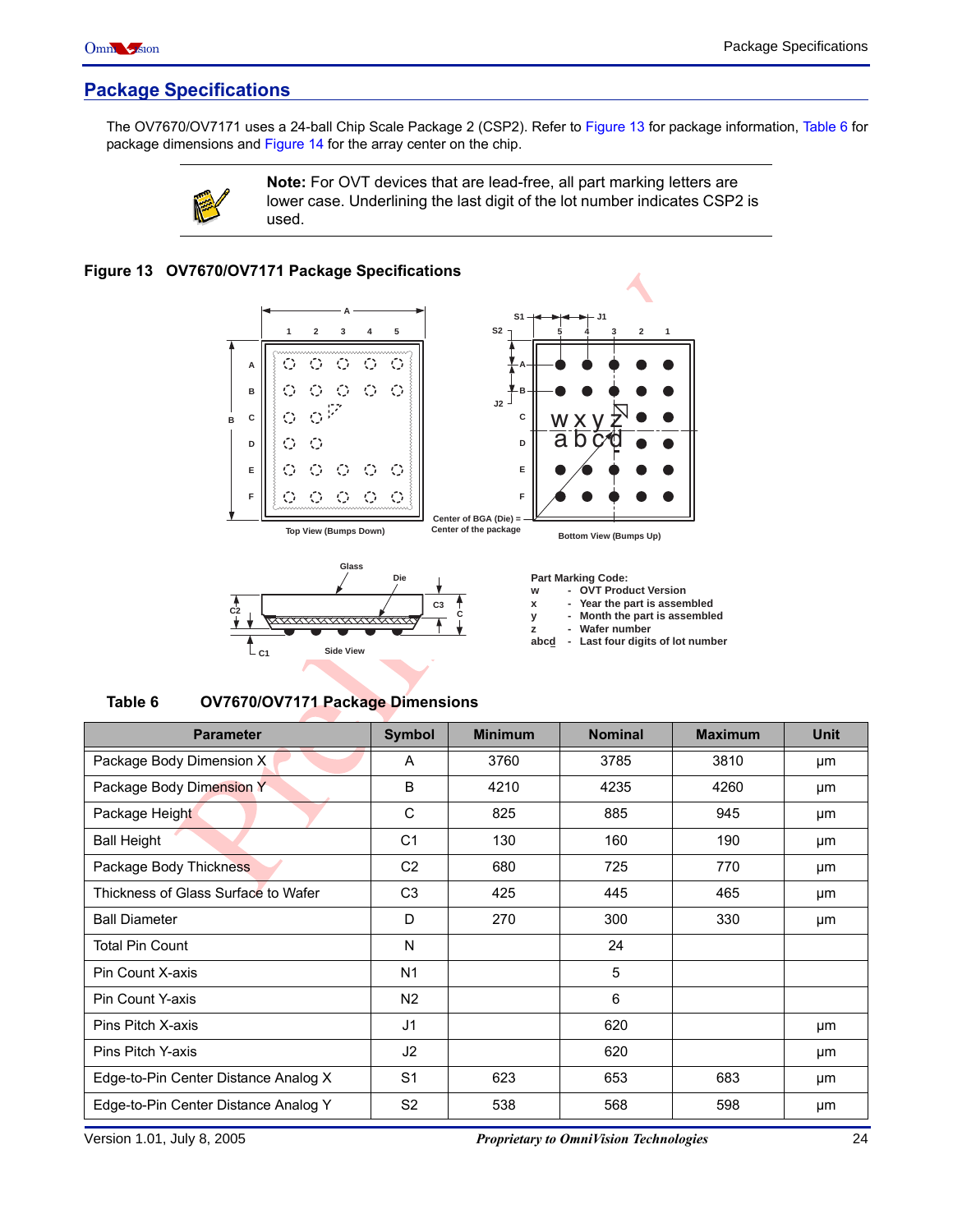## Package Specifications

The OV7670/OV7171 uses a 24-ball Chip Scale Package 2 (CSP2). Refer to Figure 13 for package information, Table 6 for package dimensions and Figure 14 for the array center on the chip.

> **Note:** For OVT devices that are lead-free, all part marking letters are lower case. Underlining the last digit of the lot number indicates CSP2 is used.

**Figure 13 OV7670/OV7171 Package Specifications**

Top View (Bumps Down)

Center of BGA (Die) = Center of the package

Bottom View (Bumps Up)

Side View

Part Marking Code:
- w - OVT Product Version
- x - Year the part is assembled
- y - Month the part is assembled
- z - Wafer number
- abcd - Last four digits of lot number

**Table 6 OV7670/OV7171 Package Dimensions**

| Parameter | Symbol | Minimum | Nominal | Maximum | Unit |
|---|---|---|---|---|---|
| Package Body Dimension X | A | 3760 | 3785 | 3810 | µm |
| Package Body Dimension Y | B | 4210 | 4235 | 4260 | µm |
| Package Height | C | 825 | 885 | 945 | µm |
| Ball Height | C1 | 130 | 160 | 190 | µm |
| Package Body Thickness | C2 | 680 | 725 | 770 | µm |
| Thickness of Glass Surface to Wafer | C3 | 425 | 445 | 465 | µm |
| Ball Diameter | D | 270 | 300 | 330 | µm |
| Total Pin Count | N | | 24 | | |
| Pin Count X-axis | N1 | | 5 | | |
| Pin Count Y-axis | N2 | | 6 | | |
| Pins Pitch X-axis | J1 | | 620 | | µm |
| Pins Pitch Y-axis | J2 | | 620 | | µm |
| Edge-to-Pin Center Distance Analog X | S1 | 623 | 653 | 683 | µm |
| Edge-to-Pin Center Distance Analog Y | S2 | 538 | 568 | 598 | µm |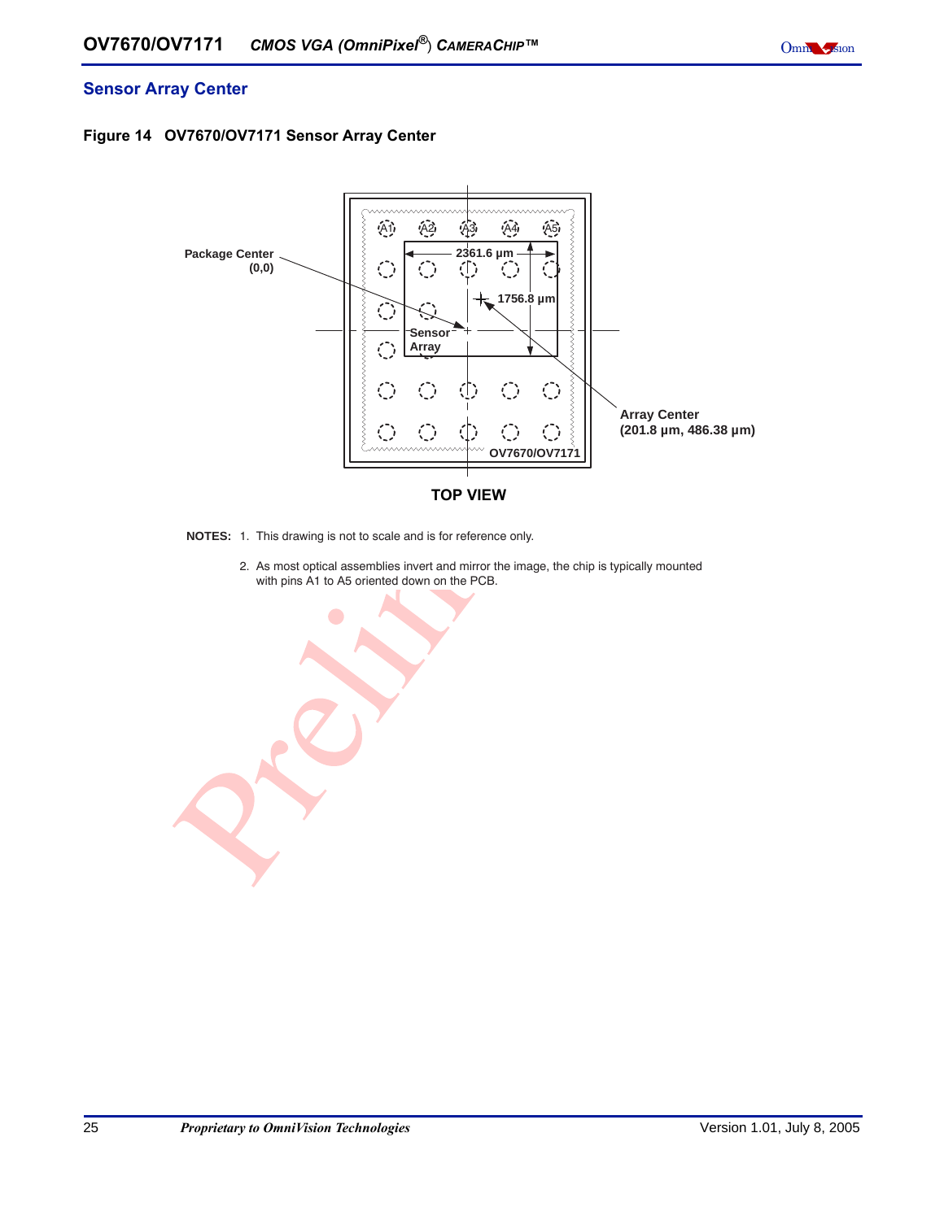## Sensor Array Center

**Figure 14 OV7670/OV7171 Sensor Array Center**

Package Center (0,0)

2361.6 µm

1756.8 µm

Sensor Array

Array Center (201.8 µm, 486.38 µm)

OV7670/OV7171

**TOP VIEW**

**NOTES:**
1. This drawing is not to scale and is for reference only.
2. As most optical assemblies invert and mirror the image, the chip is typically mounted with pins A1 to A5 oriented down on the PCB.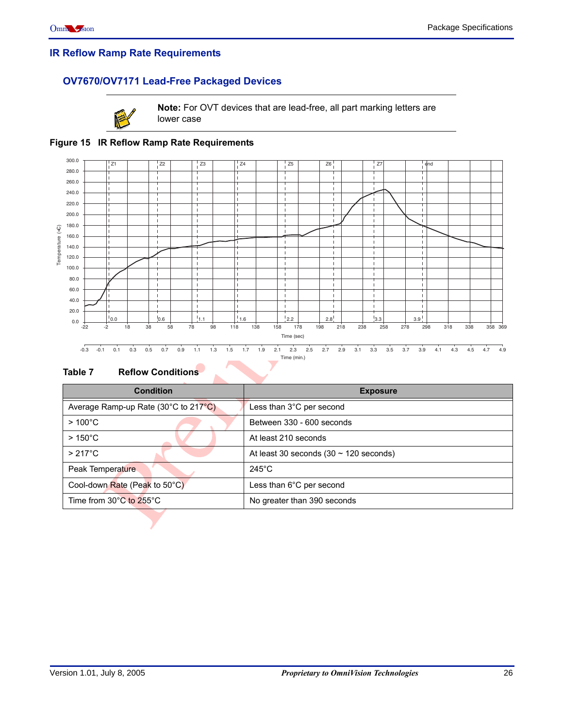## IR Reflow Ramp Rate Requirements

### OV7670/OV7171 Lead-Free Packaged Devices

**Note:** For OVT devices that are lead-free, all part marking letters are lower case

**Figure 15 IR Reflow Ramp Rate Requirements**

**Table 7 Reflow Conditions**

| Condition | Exposure |
|---|---|
| Average Ramp-up Rate (30°C to 217°C) | Less than 3°C per second |
| > 100°C | Between 330 - 600 seconds |
| > 150°C | At least 210 seconds |
| > 217°C | At least 30 seconds (30 ~ 120 seconds) |
| Peak Temperature | 245°C |
| Cool-down Rate (Peak to 50°C) | Less than 6°C per second |
| Time from 30°C to 255°C | No greater than 390 seconds |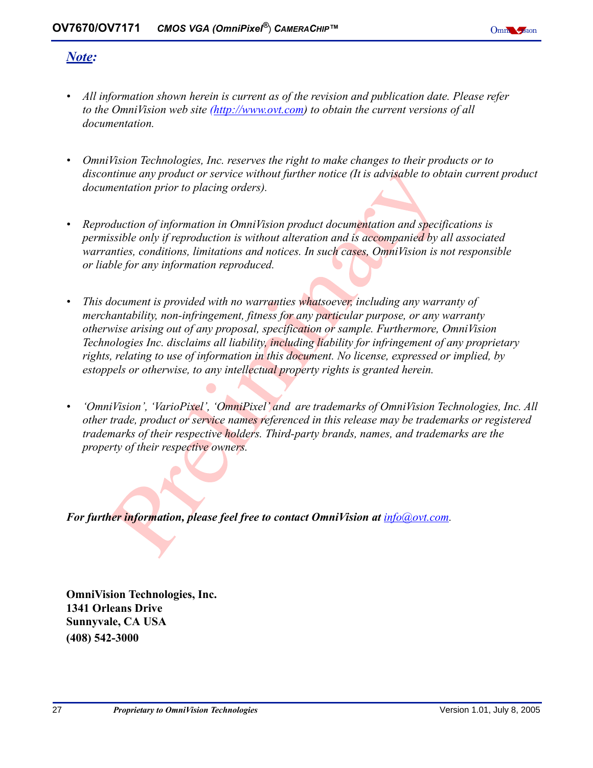## *Note:*

- *All information shown herein is current as of the revision and publication date. Please refer to the OmniVision web site (http://www.ovt.com) to obtain the current versions of all documentation.*

- *OmniVision Technologies, Inc. reserves the right to make changes to their products or to discontinue any product or service without further notice (It is advisable to obtain current product documentation prior to placing orders).*

- *Reproduction of information in OmniVision product documentation and specifications is permissible only if reproduction is without alteration and is accompanied by all associated warranties, conditions, limitations and notices. In such cases, OmniVision is not responsible or liable for any information reproduced.*

- *This document is provided with no warranties whatsoever, including any warranty of merchantability, non-infringement, fitness for any particular purpose, or any warranty otherwise arising out of any proposal, specification or sample. Furthermore, OmniVision Technologies Inc. disclaims all liability, including liability for infringement of any proprietary rights, relating to use of information in this document. No license, expressed or implied, by estoppels or otherwise, to any intellectual property rights is granted herein.*

- *'OmniVision', 'VarioPixel', 'OmniPixel' and are trademarks of OmniVision Technologies, Inc. All other trade, product or service names referenced in this release may be trademarks or registered trademarks of their respective holders. Third-party brands, names, and trademarks are the property of their respective owners.*

***For further information, please feel free to contact OmniVision at** info@ovt.com.*

**OmniVision Technologies, Inc.**
**1341 Orleans Drive**
**Sunnyvale, CA USA**
**(408) 542-3000**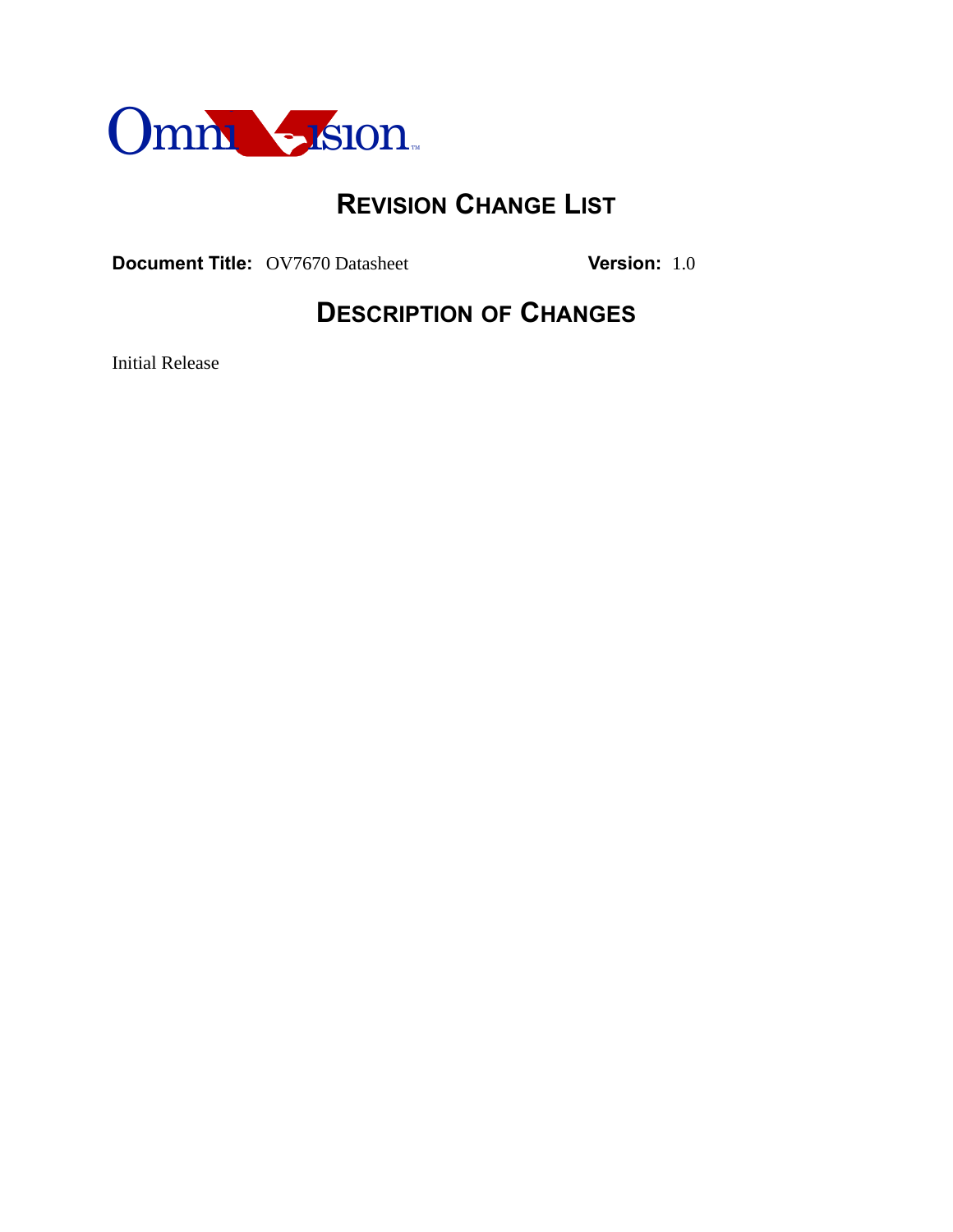# REVISION CHANGE LIST

**Document Title:** OV7670 Datasheet **Version:** 1.0

## DESCRIPTION OF CHANGES

Initial Release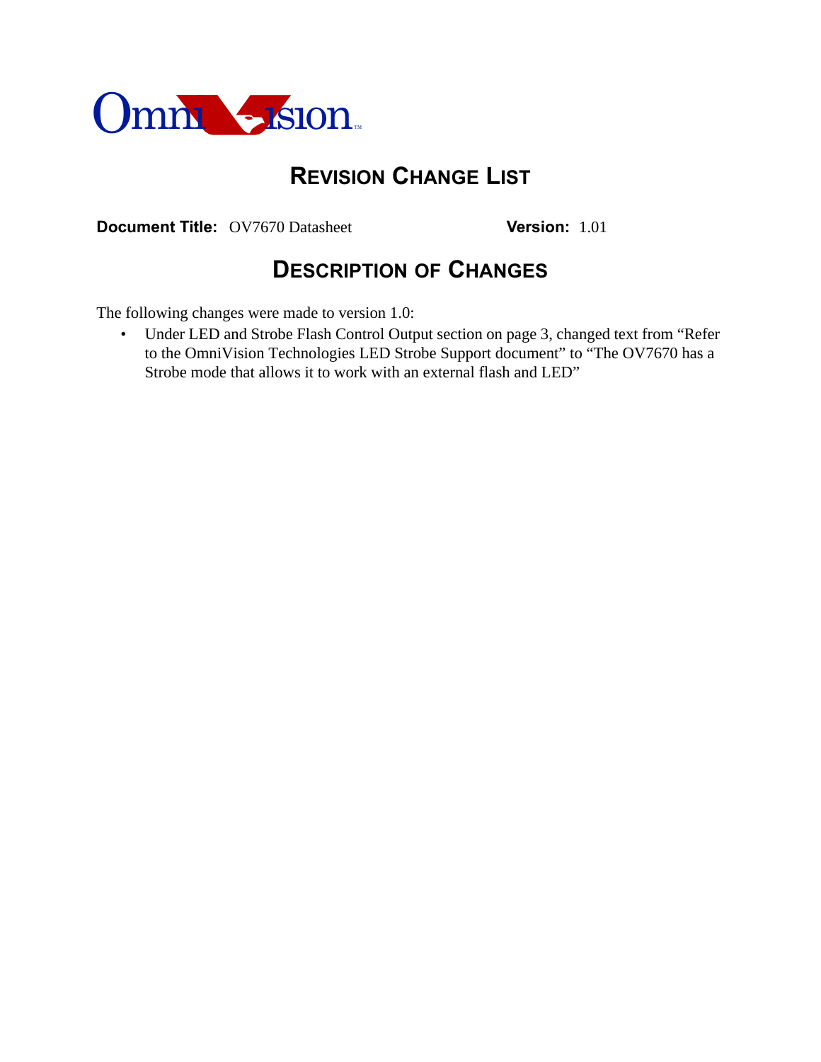# Revision Change List

**Document Title:** OV7670 Datasheet **Version:** 1.01

## Description of Changes

The following changes were made to version 1.0:

- Under LED and Strobe Flash Control Output section on page 3, changed text from "Refer to the OmniVision Technologies LED Strobe Support document" to "The OV7670 has a Strobe mode that allows it to work with an external flash and LED"